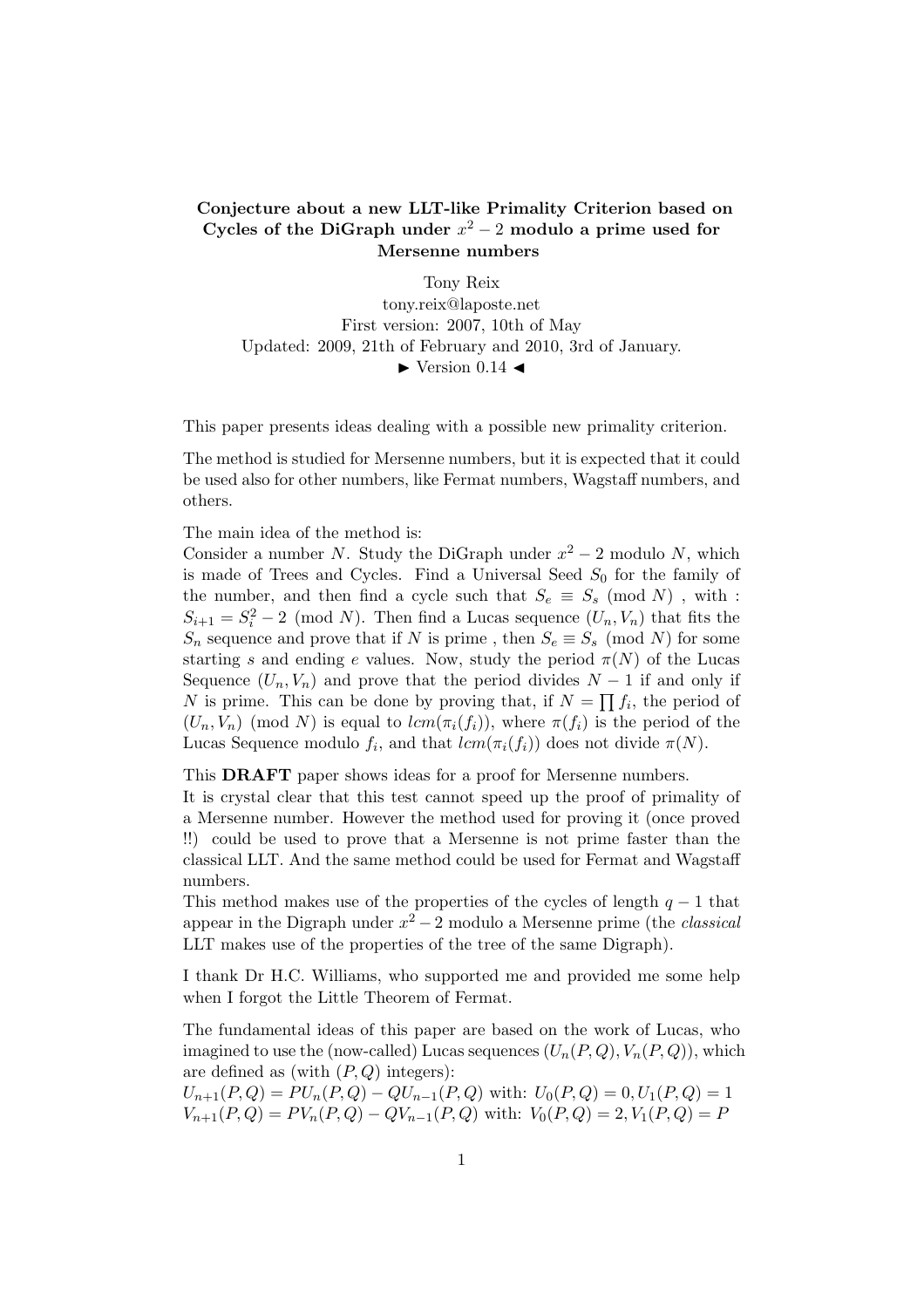# Conjecture about a new LLT-like Primality Criterion based on Cycles of the DiGraph under $x^2 - 2$ modulo a prime used for Mersenne numbers

Tony Reix
tony.reix@laposte.net
First version: 2007, 10th of May
Updated: 2009, 21th of February and 2010, 3rd of January.
► Version 0.14 ◄

This paper presents ideas dealing with a possible new primality criterion.

The method is studied for Mersenne numbers, but it is expected that it could be used also for other numbers, like Fermat numbers, Wagstaff numbers, and others.

The main idea of the method is:
Consider a number $N$. Study the DiGraph under $x^2 - 2$ modulo $N$, which is made of Trees and Cycles. Find a Universal Seed $S_0$ for the family of the number, and then find a cycle such that $S_e \equiv S_s \pmod{N}$ , with : $S_{i+1} = S_i^2 - 2 \pmod{N}$. Then find a Lucas sequence $(U_n, V_n)$ that fits the $S_n$ sequence and prove that if $N$ is prime , then $S_e \equiv S_s \pmod{N}$ for some starting $s$ and ending $e$ values. Now, study the period $\pi(N)$ of the Lucas Sequence $(U_n, V_n)$ and prove that the period divides $N - 1$ if and only if $N$ is prime. This can be done by proving that, if $N = \prod f_i$, the period of $(U_n, V_n) \pmod{N}$ is equal to $lcm(\pi_i(f_i))$, where $\pi(f_i)$ is the period of the Lucas Sequence modulo $f_i$, and that $lcm(\pi_i(f_i))$ does not divide $\pi(N)$.

This **DRAFT** paper shows ideas for a proof for Mersenne numbers.
It is crystal clear that this test cannot speed up the proof of primality of a Mersenne number. However the method used for proving it (once proved !!) could be used to prove that a Mersenne is not prime faster than the classical LLT. And the same method could be used for Fermat and Wagstaff numbers.
This method makes use of the properties of the cycles of length $q - 1$ that appear in the Digraph under $x^2 - 2$ modulo a Mersenne prime (the *classical* LLT makes use of the properties of the tree of the same Digraph).

I thank Dr H.C. Williams, who supported me and provided me some help when I forgot the Little Theorem of Fermat.

The fundamental ideas of this paper are based on the work of Lucas, who imagined to use the (now-called) Lucas sequences $(U_n(P, Q), V_n(P, Q))$, which are defined as (with $(P, Q)$ integers):
$U_{n+1}(P, Q) = PU_n(P, Q) - QU_{n-1}(P, Q)$ with: $U_0(P, Q) = 0, U_1(P, Q) = 1$
$V_{n+1}(P, Q) = PV_n(P, Q) - QV_{n-1}(P, Q)$ with: $V_0(P, Q) = 2, V_1(P, Q) = P$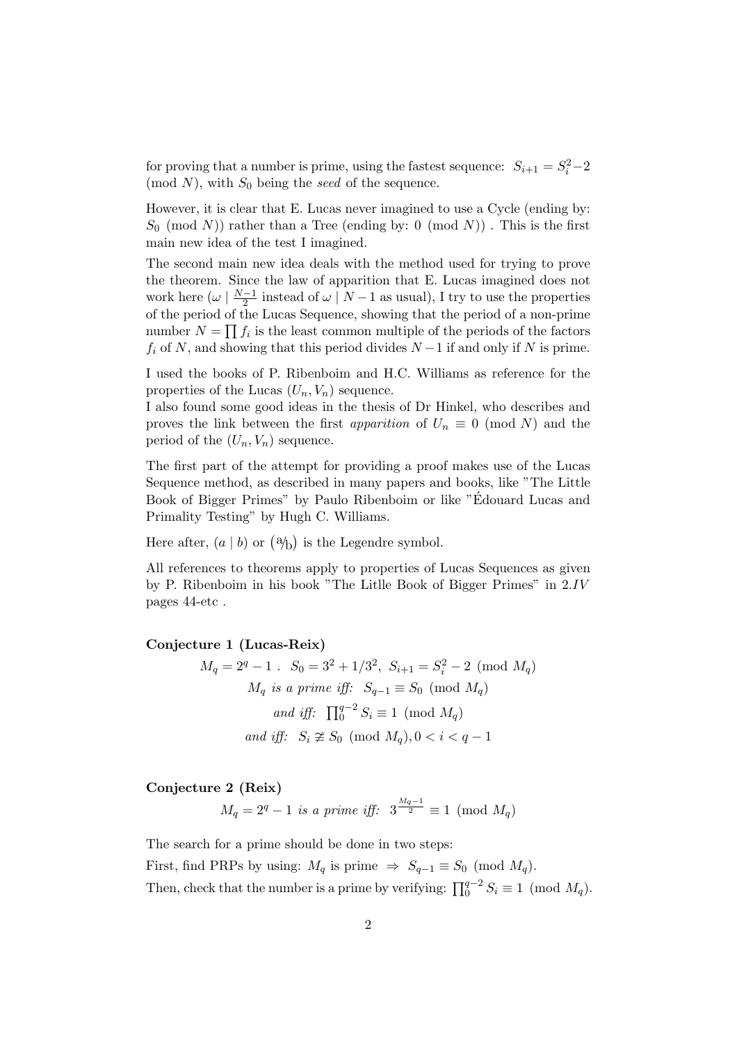for proving that a number is prime, using the fastest sequence: $S_{i+1} = S_i^2 - 2 \pmod{N}$, with $S_0$ being the *seed* of the sequence.

However, it is clear that E. Lucas never imagined to use a Cycle (ending by: $S_0 \pmod{N}$) rather than a Tree (ending by: $0 \pmod{N}$) . This is the first main new idea of the test I imagined.

The second main new idea deals with the method used for trying to prove the theorem. Since the law of apparition that E. Lucas imagined does not work here ($\omega \mid \frac{N-1}{2}$ instead of $\omega \mid N-1$ as usual), I try to use the properties of the period of the Lucas Sequence, showing that the period of a non-prime number $N = \prod f_i$ is the least common multiple of the periods of the factors $f_i$ of $N$, and showing that this period divides $N-1$ if and only if $N$ is prime.

I used the books of P. Ribenboim and H.C. Williams as reference for the properties of the Lucas $(U_n, V_n)$ sequence.
I also found some good ideas in the thesis of Dr Hinkel, who describes and proves the link between the first *apparition* of $U_n \equiv 0 \pmod{N}$ and the period of the $(U_n, V_n)$ sequence.

The first part of the attempt for providing a proof makes use of the Lucas Sequence method, as described in many papers and books, like "The Little Book of Bigger Primes" by Paulo Ribenboim or like "Édouard Lucas and Primality Testing" by Hugh C. Williams.

Here after, $(a \mid b)$ or $\left(\frac{a}{b}\right)$ is the Legendre symbol.

All references to theorems apply to properties of Lucas Sequences as given by P. Ribenboim in his book "The Litlle Book of Bigger Primes" in 2.*IV* pages 44-etc .

**Conjecture 1 (Lucas-Reix)**

$$M_q = 2^q - 1 \ . \ \ S_0 = 3^2 + 1/3^2, \ S_{i+1} = S_i^2 - 2 \pmod{M_q}$$

$$M_q \textit{ is a prime iff: } \ S_{q-1} \equiv S_0 \pmod{M_q}$$

$$\textit{and iff: } \ \prod_0^{q-2} S_i \equiv 1 \pmod{M_q}$$

$$\textit{and iff: } \ S_i \not\equiv S_0 \pmod{M_q}, 0 < i < q-1$$

**Conjecture 2 (Reix)**

$$M_q = 2^q - 1 \textit{ is a prime iff: } \ 3^{\frac{M_q - 1}{2}} \equiv 1 \pmod{M_q}$$

The search for a prime should be done in two steps:
First, find PRPs by using: $M_q$ is prime $\Rightarrow S_{q-1} \equiv S_0 \pmod{M_q}$.
Then, check that the number is a prime by verifying: $\prod_0^{q-2} S_i \equiv 1 \pmod{M_q}$.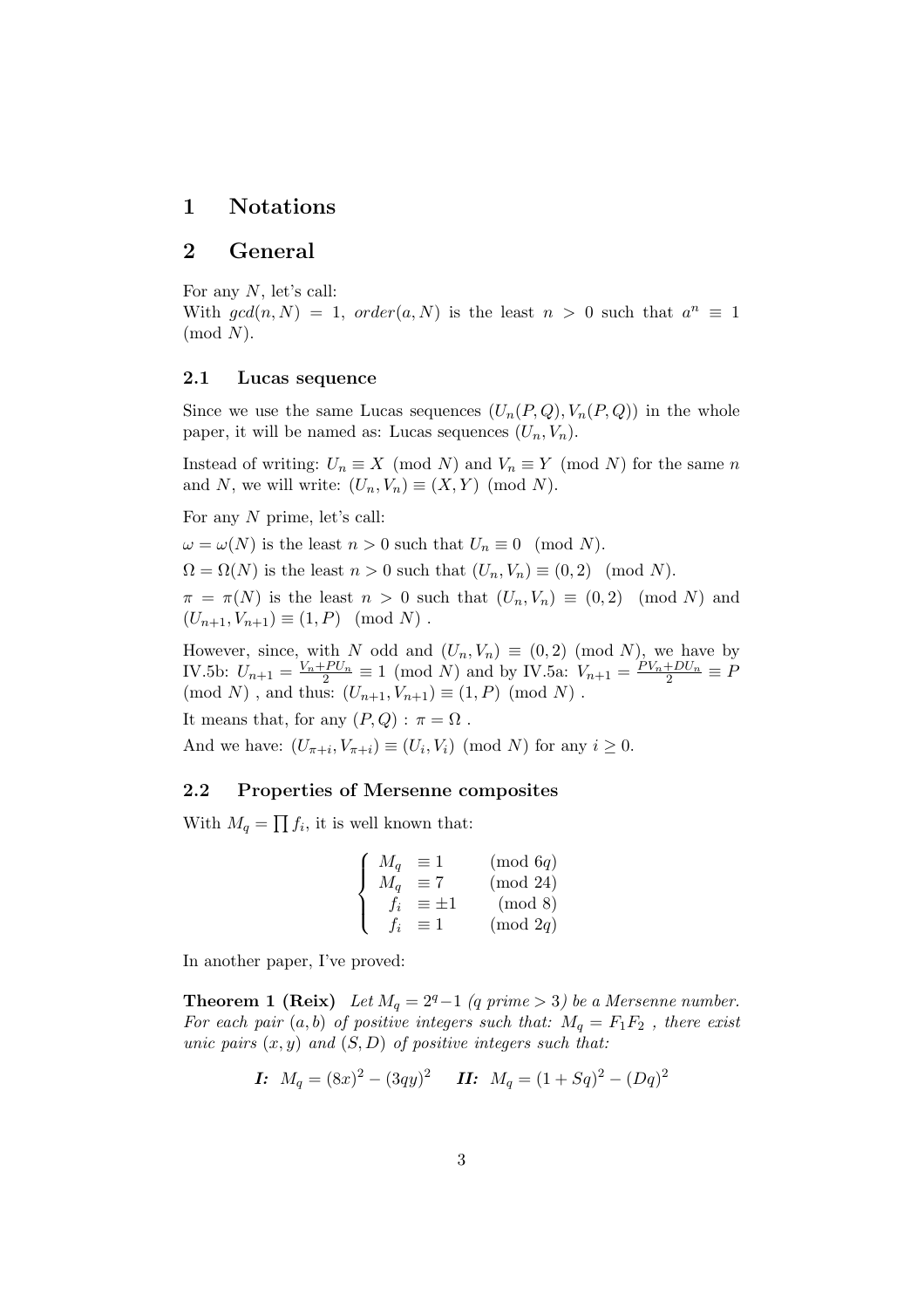# 1 Notations

# 2 General

For any $N$, let's call:
With $gcd(n, N) = 1$, $order(a, N)$ is the least $n > 0$ such that $a^n \equiv 1 \pmod{N}$.

## 2.1 Lucas sequence

Since we use the same Lucas sequences $(U_n(P, Q), V_n(P, Q))$ in the whole paper, it will be named as: Lucas sequences $(U_n, V_n)$.

Instead of writing: $U_n \equiv X \pmod{N}$ and $V_n \equiv Y \pmod{N}$ for the same $n$ and $N$, we will write: $(U_n, V_n) \equiv (X, Y) \pmod{N}$.

For any $N$ prime, let's call:

$\omega = \omega(N)$ is the least $n > 0$ such that $U_n \equiv 0 \pmod{N}$.

$\Omega = \Omega(N)$ is the least $n > 0$ such that $(U_n, V_n) \equiv (0, 2) \pmod{N}$.

$\pi = \pi(N)$ is the least $n > 0$ such that $(U_n, V_n) \equiv (0, 2) \pmod{N}$ and $(U_{n+1}, V_{n+1}) \equiv (1, P) \pmod{N}$ .

However, since, with $N$ odd and $(U_n, V_n) \equiv (0, 2) \pmod{N}$, we have by IV.5b: $U_{n+1} = \frac{V_n + PU_n}{2} \equiv 1 \pmod{N}$ and by IV.5a: $V_{n+1} = \frac{PV_n + DU_n}{2} \equiv P \pmod{N}$ , and thus: $(U_{n+1}, V_{n+1}) \equiv (1, P) \pmod{N}$ .

It means that, for any $(P, Q)$ : $\pi = \Omega$ .

And we have: $(U_{\pi+i}, V_{\pi+i}) \equiv (U_i, V_i) \pmod{N}$ for any $i \geq 0$.

## 2.2 Properties of Mersenne composites

With $M_q = \prod f_i$, it is well known that:

$$\begin{cases} M_q & \equiv 1 \pmod{6q} \\ M_q & \equiv 7 \pmod{24} \\ f_i & \equiv \pm 1 \pmod{8} \\ f_i & \equiv 1 \pmod{2q} \end{cases}$$

In another paper, I've proved:

**Theorem 1 (Reix)** *Let $M_q = 2^q - 1$ ($q$ prime $> 3$) be a Mersenne number. For each pair $(a, b)$ of positive integers such that: $M_q = F_1 F_2$ , there exist unic pairs $(x, y)$ and $(S, D)$ of positive integers such that:*

$$\textbf{\textit{I:}}\ \ M_q = (8x)^2 - (3qy)^2 \qquad \textbf{\textit{II:}}\ \ M_q = (1 + Sq)^2 - (Dq)^2$$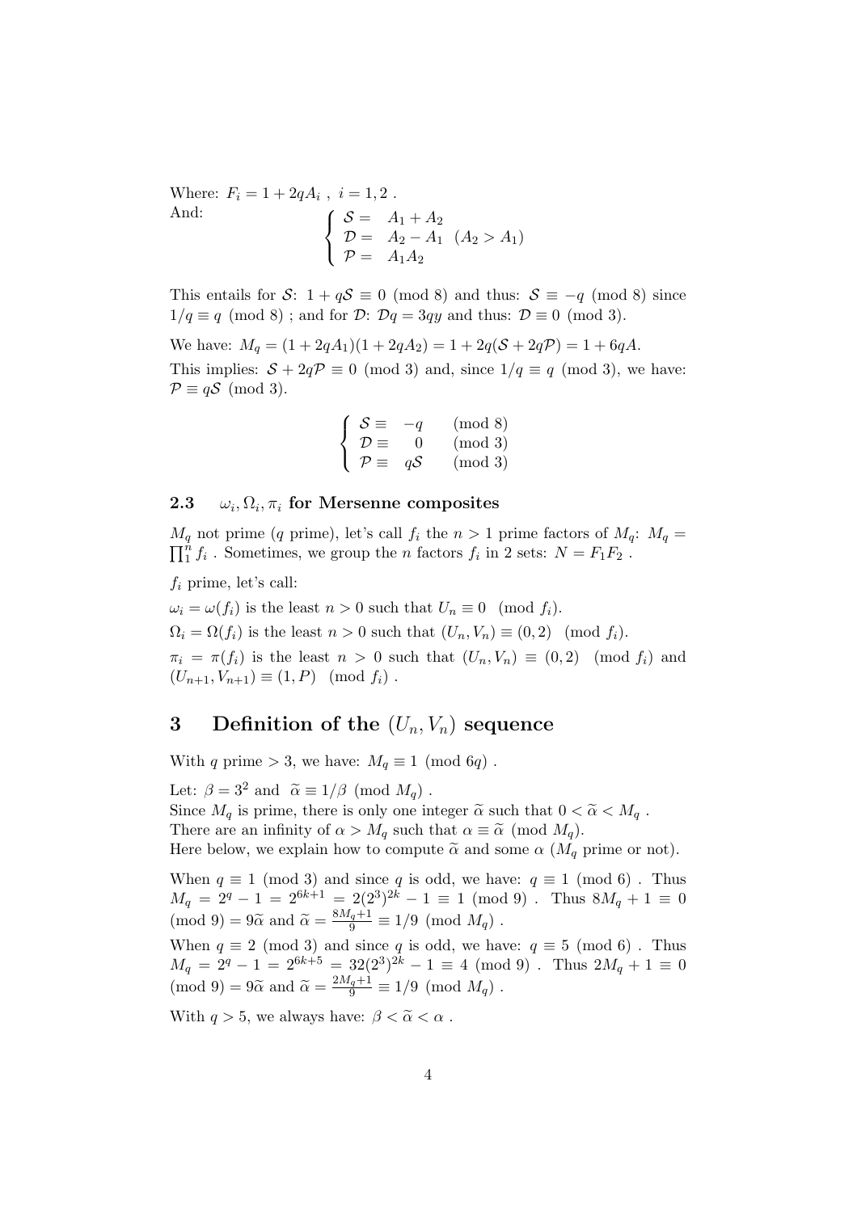Where: $F_i = 1 + 2qA_i$ , $i = 1, 2$ .

And:

$$\left\{ \begin{array}{ll} \mathcal{S} = & A_1 + A_2 \\ \mathcal{D} = & A_2 - A_1 \quad (A_2 > A_1) \\ \mathcal{P} = & A_1 A_2 \end{array} \right.$$

This entails for $\mathcal{S}$: $1 + q\mathcal{S} \equiv 0 \pmod 8$ and thus: $\mathcal{S} \equiv -q \pmod 8$ since $1/q \equiv q \pmod 8$ ; and for $\mathcal{D}$: $\mathcal{D}q = 3qy$ and thus: $\mathcal{D} \equiv 0 \pmod 3$.

We have: $M_q = (1 + 2qA_1)(1 + 2qA_2) = 1 + 2q(\mathcal{S} + 2q\mathcal{P}) = 1 + 6qA$.

This implies: $\mathcal{S} + 2q\mathcal{P} \equiv 0 \pmod 3$ and, since $1/q \equiv q \pmod 3$, we have: $\mathcal{P} \equiv q\mathcal{S} \pmod 3$.

$$\left\{ \begin{array}{lll} \mathcal{S} \equiv & -q & \pmod 8 \\ \mathcal{D} \equiv & 0 & \pmod 3 \\ \mathcal{P} \equiv & q\mathcal{S} & \pmod 3 \end{array} \right.$$

### 2.3 $\omega_i, \Omega_i, \pi_i$ for Mersenne composites

$M_q$ not prime ($q$ prime), let's call $f_i$ the $n > 1$ prime factors of $M_q$: $M_q = \prod_1^n f_i$ . Sometimes, we group the $n$ factors $f_i$ in 2 sets: $N = F_1 F_2$ .

$f_i$ prime, let's call:

$\omega_i = \omega(f_i)$ is the least $n > 0$ such that $U_n \equiv 0 \pmod{f_i}$.

$\Omega_i = \Omega(f_i)$ is the least $n > 0$ such that $(U_n, V_n) \equiv (0, 2) \pmod{f_i}$.

$\pi_i = \pi(f_i)$ is the least $n > 0$ such that $(U_n, V_n) \equiv (0, 2) \pmod{f_i}$ and $(U_{n+1}, V_{n+1}) \equiv (1, P) \pmod{f_i}$ .

## 3 Definition of the $(U_n, V_n)$ sequence

With $q$ prime $> 3$, we have: $M_q \equiv 1 \pmod{6q}$ .

Let: $\beta = 3^2$ and $\widetilde{\alpha} \equiv 1/\beta \pmod{M_q}$ .

Since $M_q$ is prime, there is only one integer $\widetilde{\alpha}$ such that $0 < \widetilde{\alpha} < M_q$ .

There are an infinity of $\alpha > M_q$ such that $\alpha \equiv \widetilde{\alpha} \pmod{M_q}$.

Here below, we explain how to compute $\widetilde{\alpha}$ and some $\alpha$ ($M_q$ prime or not).

When $q \equiv 1 \pmod 3$ and since $q$ is odd, we have: $q \equiv 1 \pmod 6$ . Thus $M_q = 2^q - 1 = 2^{6k+1} = 2(2^3)^{2k} - 1 \equiv 1 \pmod 9$ . Thus $8M_q + 1 \equiv 0 \pmod 9 = 9\widetilde{\alpha}$ and $\widetilde{\alpha} = \frac{8M_q+1}{9} \equiv 1/9 \pmod{M_q}$ .

When $q \equiv 2 \pmod 3$ and since $q$ is odd, we have: $q \equiv 5 \pmod 6$ . Thus $M_q = 2^q - 1 = 2^{6k+5} = 32(2^3)^{2k} - 1 \equiv 4 \pmod 9$ . Thus $2M_q + 1 \equiv 0 \pmod 9 = 9\widetilde{\alpha}$ and $\widetilde{\alpha} = \frac{2M_q+1}{9} \equiv 1/9 \pmod{M_q}$ .

With $q > 5$, we always have: $\beta < \widetilde{\alpha} < \alpha$ .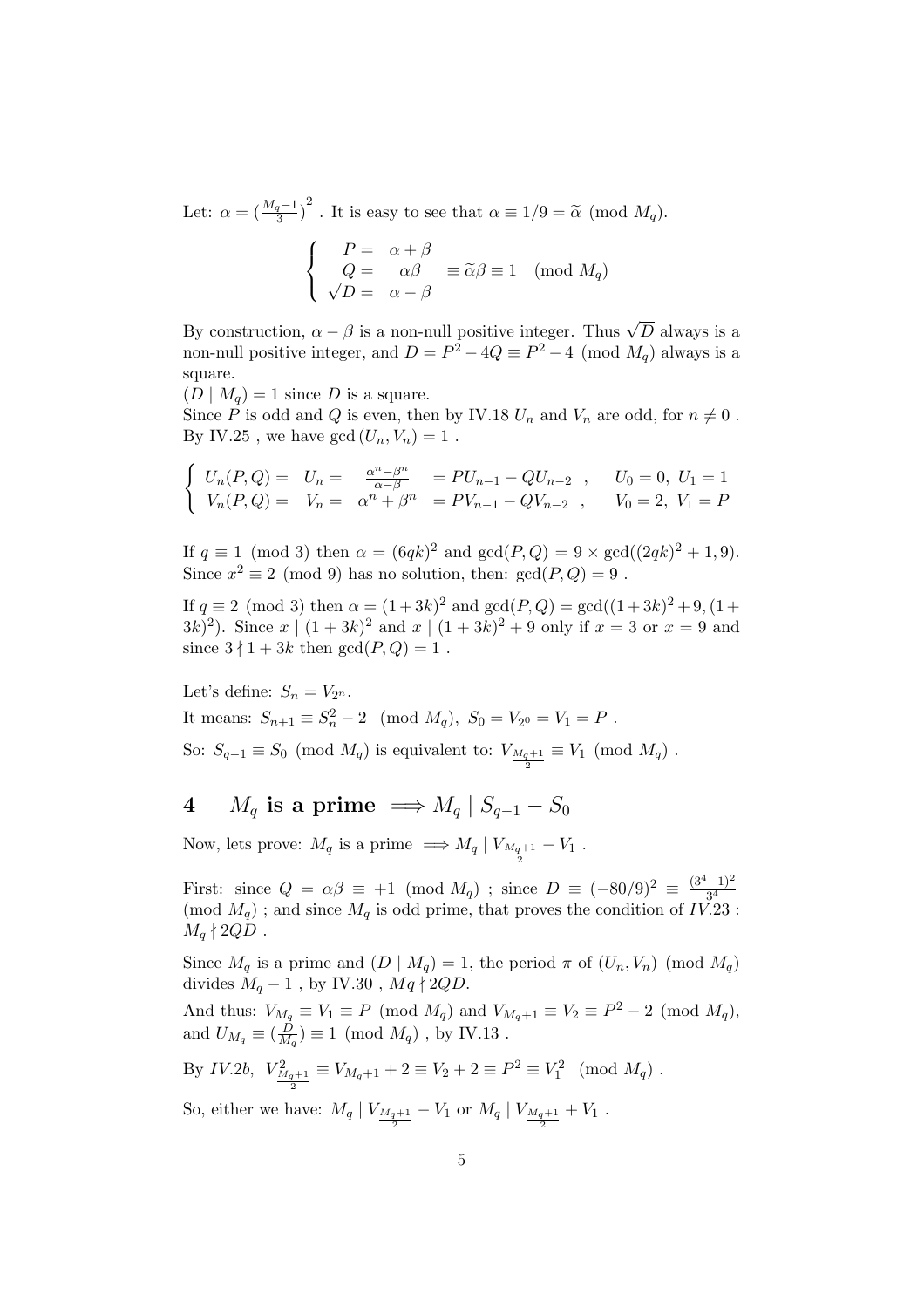Let: $\alpha = (\frac{M_q - 1}{3})^2$ . It is easy to see that $\alpha \equiv 1/9 = \widetilde{\alpha} \pmod{M_q}$.

$$\left\{ \begin{array}{rl} P = & \alpha + \beta \\ Q = & \alpha\beta \quad \equiv \widetilde{\alpha}\beta \equiv 1 \pmod{M_q} \\ \sqrt{D} = & \alpha - \beta \end{array} \right.$$

By construction, $\alpha - \beta$ is a non-null positive integer. Thus $\sqrt{D}$ always is a non-null positive integer, and $D = P^2 - 4Q \equiv P^2 - 4 \pmod{M_q}$ always is a square.

$(D \mid M_q) = 1$ since $D$ is a square.

Since $P$ is odd and $Q$ is even, then by IV.18 $U_n$ and $V_n$ are odd, for $n \neq 0$ .

By IV.25 , we have $\gcd(U_n, V_n) = 1$ .

$$\left\{ \begin{array}{llll} U_n(P,Q) = & U_n = & \frac{\alpha^n - \beta^n}{\alpha - \beta} & = PU_{n-1} - QU_{n-2} \ , \quad U_0 = 0, \ U_1 = 1 \\ V_n(P,Q) = & V_n = & \alpha^n + \beta^n & = PV_{n-1} - QV_{n-2} \ , \quad V_0 = 2, \ V_1 = P \end{array} \right.$$

If $q \equiv 1 \pmod 3$ then $\alpha = (6qk)^2$ and $\gcd(P,Q) = 9 \times \gcd((2qk)^2 + 1, 9)$. Since $x^2 \equiv 2 \pmod 9$ has no solution, then: $\gcd(P,Q) = 9$ .

If $q \equiv 2 \pmod 3$ then $\alpha = (1+3k)^2$ and $\gcd(P,Q) = \gcd((1+3k)^2 + 9, (1+3k)^2)$. Since $x \mid (1+3k)^2$ and $x \mid (1+3k)^2 + 9$ only if $x = 3$ or $x = 9$ and since $3 \nmid 1 + 3k$ then $\gcd(P,Q) = 1$ .

Let's define: $S_n = V_{2^n}$.

It means: $S_{n+1} \equiv S_n^2 - 2 \pmod{M_q}$, $S_0 = V_{2^0} = V_1 = P$ .

So: $S_{q-1} \equiv S_0 \pmod{M_q}$ is equivalent to: $V_{\frac{M_q+1}{2}} \equiv V_1 \pmod{M_q}$ .

# 4 $M_q$ is a prime $\implies M_q \mid S_{q-1} - S_0$

Now, lets prove: $M_q$ is a prime $\implies M_q \mid V_{\frac{M_q+1}{2}} - V_1$ .

First: since $Q = \alpha\beta \equiv +1 \pmod{M_q}$ ; since $D \equiv (-80/9)^2 \equiv \frac{(3^4-1)^2}{3^4} \pmod{M_q}$ ; and since $M_q$ is odd prime, that proves the condition of *IV.23* : $M_q \nmid 2QD$ .

Since $M_q$ is a prime and $(D \mid M_q) = 1$, the period $\pi$ of $(U_n, V_n) \pmod{M_q}$ divides $M_q - 1$ , by IV.30 , $Mq \nmid 2QD$.

And thus: $V_{M_q} \equiv V_1 \equiv P \pmod{M_q}$ and $V_{M_q+1} \equiv V_2 \equiv P^2 - 2 \pmod{M_q}$, and $U_{M_q} \equiv (\frac{D}{M_q}) \equiv 1 \pmod{M_q}$ , by IV.13 .

By *IV.2b*, $V^2_{\frac{M_q+1}{2}} \equiv V_{M_q+1} + 2 \equiv V_2 + 2 \equiv P^2 \equiv V_1^2 \pmod{M_q}$ .

So, either we have: $M_q \mid V_{\frac{M_q+1}{2}} - V_1$ or $M_q \mid V_{\frac{M_q+1}{2}} + V_1$ .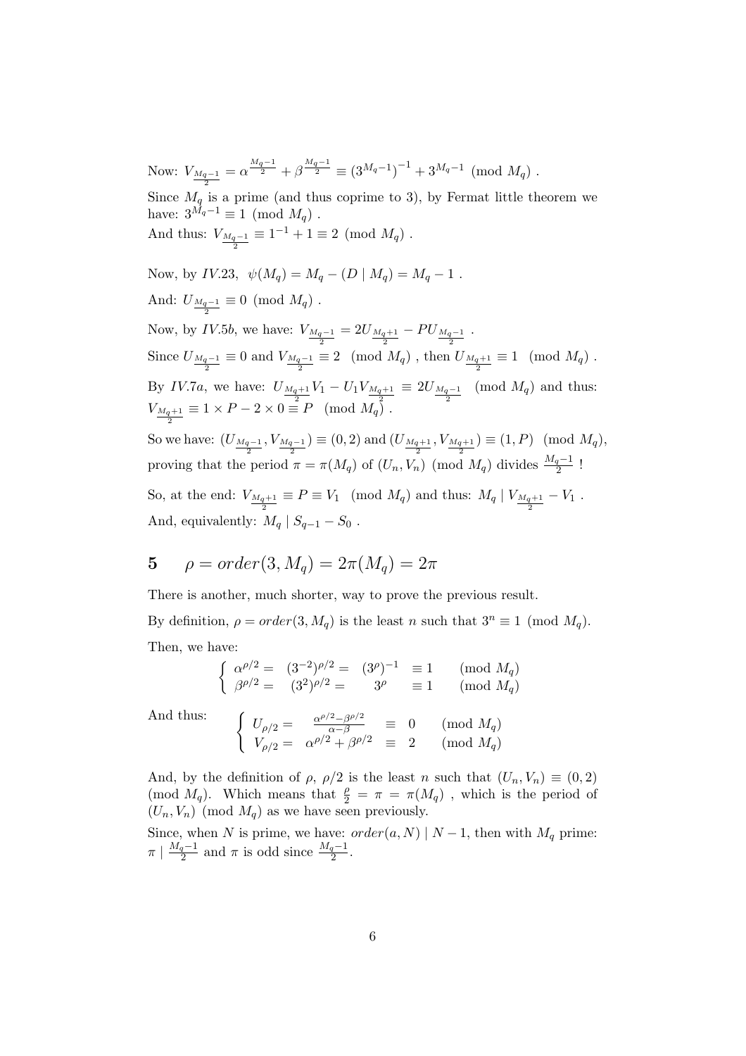Now: $V_{\frac{M_q-1}{2}} = \alpha^{\frac{M_q-1}{2}} + \beta^{\frac{M_q-1}{2}} \equiv (3^{M_q-1})^{-1} + 3^{M_q-1} \pmod{M_q}$ .

Since $M_q$ is a prime (and thus coprime to 3), by Fermat little theorem we have: $3^{M_q-1} \equiv 1 \pmod{M_q}$ .

And thus: $V_{\frac{M_q-1}{2}} \equiv 1^{-1} + 1 \equiv 2 \pmod{M_q}$ .

Now, by *IV*.23, $\psi(M_q) = M_q - (D \mid M_q) = M_q - 1$ .

And: $U_{\frac{M_q-1}{2}} \equiv 0 \pmod{M_q}$ .

Now, by *IV*.5*b*, we have: $V_{\frac{M_q-1}{2}} = 2U_{\frac{M_q+1}{2}} - PU_{\frac{M_q-1}{2}}$ .

Since $U_{\frac{M_q-1}{2}} \equiv 0$ and $V_{\frac{M_q-1}{2}} \equiv 2 \pmod{M_q}$ , then $U_{\frac{M_q+1}{2}} \equiv 1 \pmod{M_q}$ .

By *IV*.7*a*, we have: $U_{\frac{M_q+1}{2}}V_1 - U_1V_{\frac{M_q+1}{2}} \equiv 2U_{\frac{M_q-1}{2}} \pmod{M_q}$ and thus: $V_{\frac{M_q+1}{2}} \equiv 1 \times P - 2 \times 0 \equiv P \pmod{M_q}$ .

So we have: $(U_{\frac{M_q-1}{2}}, V_{\frac{M_q-1}{2}}) \equiv (0, 2)$ and $(U_{\frac{M_q+1}{2}}, V_{\frac{M_q+1}{2}}) \equiv (1, P) \pmod{M_q}$, proving that the period $\pi = \pi(M_q)$ of $(U_n, V_n) \pmod{M_q}$ divides $\frac{M_q-1}{2}$ !

So, at the end: $V_{\frac{M_q+1}{2}} \equiv P \equiv V_1 \pmod{M_q}$ and thus: $M_q \mid V_{\frac{M_q+1}{2}} - V_1$ .

And, equivalently: $M_q \mid S_{q-1} - S_0$ .

## 5 $\rho = order(3, M_q) = 2\pi(M_q) = 2\pi$

There is another, much shorter, way to prove the previous result.

By definition, $\rho = order(3, M_q)$ is the least $n$ such that $3^n \equiv 1 \pmod{M_q}$.

Then, we have:

$$\begin{cases} \alpha^{\rho/2} = & (3^{-2})^{\rho/2} = & (3^{\rho})^{-1} & \equiv 1 & \pmod{M_q} \\ \beta^{\rho/2} = & (3^{2})^{\rho/2} = & 3^{\rho} & \equiv 1 & \pmod{M_q} \end{cases}$$

And thus:
$$\begin{cases} U_{\rho/2} = & \frac{\alpha^{\rho/2} - \beta^{\rho/2}}{\alpha - \beta} & \equiv & 0 & \pmod{M_q} \\ V_{\rho/2} = & \alpha^{\rho/2} + \beta^{\rho/2} & \equiv & 2 & \pmod{M_q} \end{cases}$$

And, by the definition of $\rho$, $\rho/2$ is the least $n$ such that $(U_n, V_n) \equiv (0, 2) \pmod{M_q}$. Which means that $\frac{\rho}{2} = \pi = \pi(M_q)$ , which is the period of $(U_n, V_n) \pmod{M_q}$ as we have seen previously.

Since, when $N$ is prime, we have: $order(a, N) \mid N - 1$, then with $M_q$ prime: $\pi \mid \frac{M_q-1}{2}$ and $\pi$ is odd since $\frac{M_q-1}{2}$.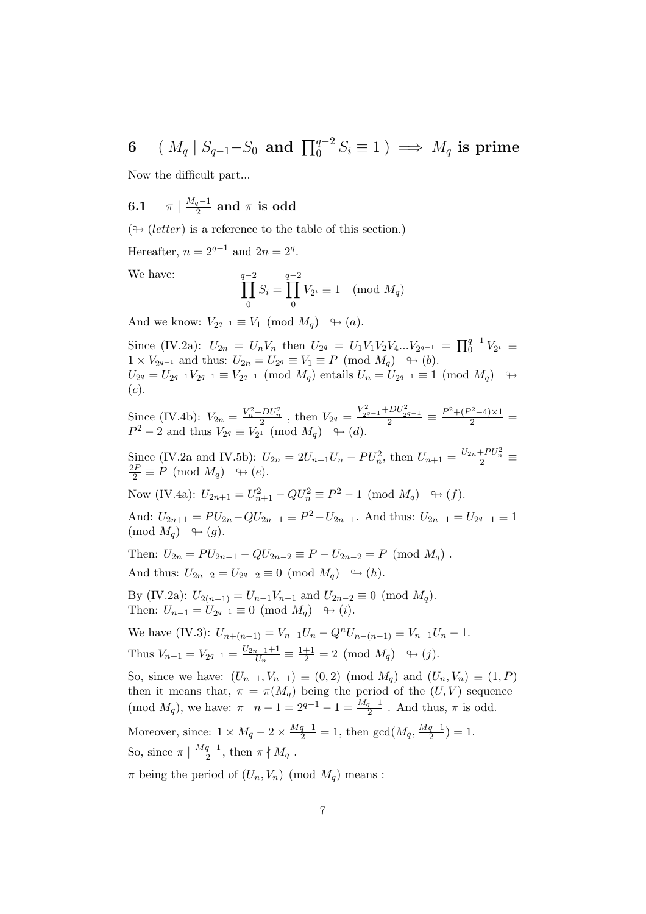# 6 $( M_q \mid S_{q-1} - S_0$ and $\prod_0^{q-2} S_i \equiv 1 ) \implies M_q$ is prime

Now the difficult part...

## 6.1 $\pi \mid \frac{M_q - 1}{2}$ and $\pi$ is odd

($\looparrowright$ (*letter*) is a reference to the table of this section.)

Hereafter, $n = 2^{q-1}$ and $2n = 2^q$.

We have:

$$\prod_0^{q-2} S_i = \prod_0^{q-2} V_{2^i} \equiv 1 \pmod{M_q}$$

And we know: $V_{2^{q-1}} \equiv V_1 \pmod{M_q} \quad \looparrowright (a)$.

Since (IV.2a): $U_{2n} = U_n V_n$ then $U_{2^q} = U_1 V_1 V_2 V_4 ... V_{2^{q-1}} = \prod_0^{q-1} V_{2^i} \equiv 1 \times V_{2^{q-1}}$ and thus: $U_{2n} = U_{2^q} \equiv V_1 \equiv P \pmod{M_q} \quad \looparrowright (b)$.
$U_{2^q} = U_{2^{q-1}} V_{2^{q-1}} \equiv V_{2^{q-1}} \pmod{M_q}$ entails $U_n = U_{2^{q-1}} \equiv 1 \pmod{M_q} \quad \looparrowright (c)$.

Since (IV.4b): $V_{2n} = \frac{V_n^2 + DU_n^2}{2}$ , then $V_{2^q} = \frac{V_{2^{q-1}}^2 + DU_{2^{q-1}}^2}{2} \equiv \frac{P^2 + (P^2-4) \times 1}{2} = P^2 - 2$ and thus $V_{2^q} \equiv V_{2^1} \pmod{M_q} \quad \looparrowright (d)$.

Since (IV.2a and IV.5b): $U_{2n} = 2U_{n+1}U_n - PU_n^2$, then $U_{n+1} = \frac{U_{2n} + PU_n^2}{2} \equiv \frac{2P}{2} \equiv P \pmod{M_q} \quad \looparrowright (e)$.

Now (IV.4a): $U_{2n+1} = U_{n+1}^2 - QU_n^2 \equiv P^2 - 1 \pmod{M_q} \quad \looparrowright (f)$.

And: $U_{2n+1} = PU_{2n} - QU_{2n-1} \equiv P^2 - U_{2n-1}$. And thus: $U_{2n-1} = U_{2^q-1} \equiv 1 \pmod{M_q} \quad \looparrowright (g)$.

Then: $U_{2n} = PU_{2n-1} - QU_{2n-2} \equiv P - U_{2n-2} = P \pmod{M_q}$ .
And thus: $U_{2n-2} = U_{2^q-2} \equiv 0 \pmod{M_q} \quad \looparrowright (h)$.

By (IV.2a): $U_{2(n-1)} = U_{n-1}V_{n-1}$ and $U_{2n-2} \equiv 0 \pmod{M_q}$.
Then: $U_{n-1} = U_{2^{q-1}} \equiv 0 \pmod{M_q} \quad \looparrowright (i)$.

We have (IV.3): $U_{n+(n-1)} = V_{n-1}U_n - Q^n U_{n-(n-1)} \equiv V_{n-1}U_n - 1$.
Thus $V_{n-1} = V_{2^{q-1}} = \frac{U_{2n-1}+1}{U_n} \equiv \frac{1+1}{2} = 2 \pmod{M_q} \quad \looparrowright (j)$.

So, since we have: $(U_{n-1}, V_{n-1}) \equiv (0, 2) \pmod{M_q}$ and $(U_n, V_n) \equiv (1, P)$ then it means that, $\pi = \pi(M_q)$ being the period of the $(U, V)$ sequence $\pmod{M_q}$, we have: $\pi \mid n - 1 = 2^{q-1} - 1 = \frac{M_q - 1}{2}$ . And thus, $\pi$ is odd.

Moreover, since: $1 \times M_q - 2 \times \frac{Mq-1}{2} = 1$, then $\gcd(M_q, \frac{Mq-1}{2}) = 1$.
So, since $\pi \mid \frac{Mq-1}{2}$, then $\pi \nmid M_q$ .

$\pi$ being the period of $(U_n, V_n) \pmod{M_q}$ means :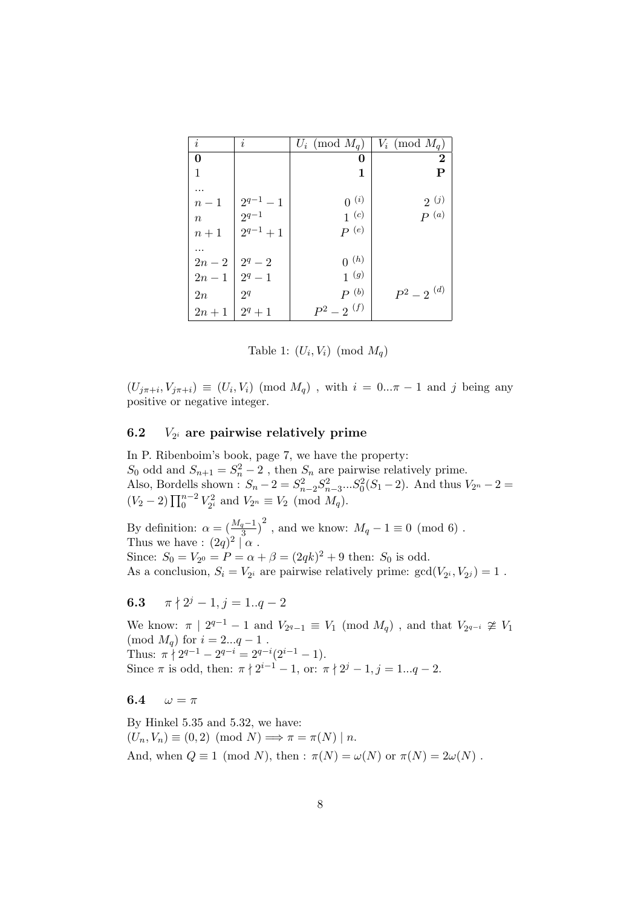| $i$ | $i$ | $U_i \pmod{M_q}$ | $V_i \pmod{M_q}$ |
|---|---|---|---|
| **0** | | **0** | **2** |
| 1 | | **1** | **P** |
| ... | | | |
| $n-1$ | $2^{q-1}-1$ | $0$ [(i)] | $2$ [(j)] |
| $n$ | $2^{q-1}$ | $1$ [(c)] | $P$ [(a)] |
| $n+1$ | $2^{q-1}+1$ | $P$ [(e)] | |
| ... | | | |
| $2n-2$ | $2^q-2$ | $0$ [(h)] | |
| $2n-1$ | $2^q-1$ | $1$ [(g)] | |
| $2n$ | $2^q$ | $P$ [(b)] | $P^2-2$ [(d)] |
| $2n+1$ | $2^q+1$ | $P^2-2$ [(f)] | |

Table 1: $(U_i, V_i) \pmod{M_q}$

$(U_{j\pi+i}, V_{j\pi+i}) \equiv (U_i, V_i) \pmod{M_q}$ , with $i = 0...\pi - 1$ and $j$ being any positive or negative integer.

### 6.2 $V_{2^i}$ are pairwise relatively prime

In P. Ribenboim's book, page 7, we have the property:
$S_0$ odd and $S_{n+1} = S_n^2 - 2$ , then $S_n$ are pairwise relatively prime.
Also, Bordells shown : $S_n - 2 = S_{n-2}^2 S_{n-3}^2 ... S_0^2 (S_1 - 2)$. And thus $V_{2^n} - 2 = (V_2 - 2) \prod_0^{n-2} V_{2^i}^2$ and $V_{2^n} \equiv V_2 \pmod{M_q}$.

By definition: $\alpha = (\frac{M_q - 1}{3})^2$ , and we know: $M_q - 1 \equiv 0 \pmod 6$ .
Thus we have : $(2q)^2 \mid \alpha$ .
Since: $S_0 = V_{2^0} = P = \alpha + \beta = (2qk)^2 + 9$ then: $S_0$ is odd.
As a conclusion, $S_i = V_{2^i}$ are pairwise relatively prime: $\gcd(V_{2^i}, V_{2^j}) = 1$ .

### 6.3 $\pi \nmid 2^j - 1, j = 1..q - 2$

We know: $\pi \mid 2^{q-1} - 1$ and $V_{2^{q-1}} \equiv V_1 \pmod{M_q}$ , and that $V_{2^{q-i}} \not\equiv V_1 \pmod{M_q}$ for $i = 2...q - 1$ .
Thus: $\pi \nmid 2^{q-1} - 2^{q-i} = 2^{q-i}(2^{i-1} - 1)$.
Since $\pi$ is odd, then: $\pi \nmid 2^{i-1} - 1$, or: $\pi \nmid 2^j - 1, j = 1...q - 2$.

### 6.4 $\omega = \pi$

By Hinkel 5.35 and 5.32, we have:
$(U_n, V_n) \equiv (0, 2) \pmod N \Longrightarrow \pi = \pi(N) \mid n$.
And, when $Q \equiv 1 \pmod N$, then : $\pi(N) = \omega(N)$ or $\pi(N) = 2\omega(N)$ .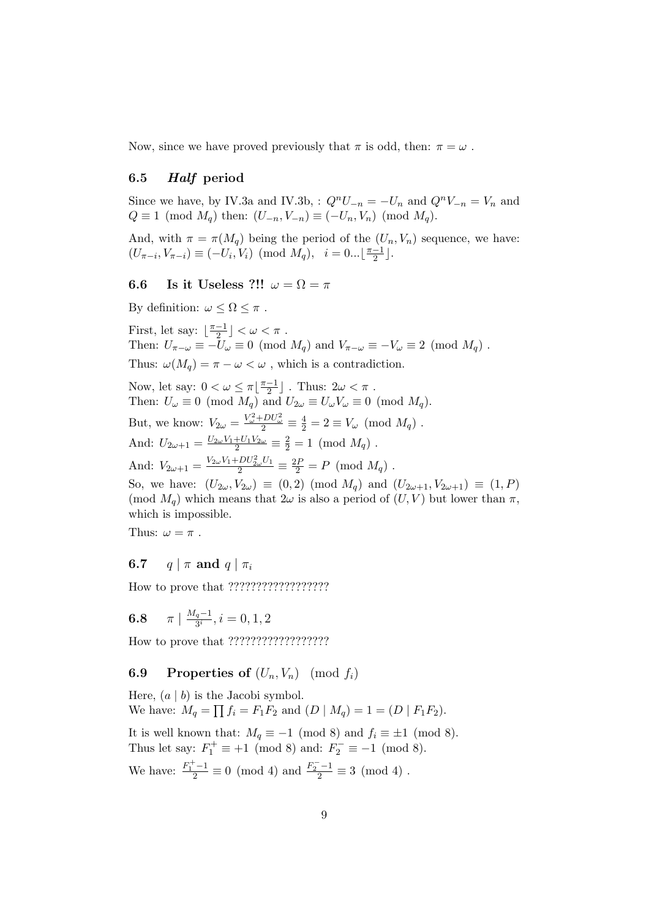Now, since we have proved previously that $\pi$ is odd, then: $\pi = \omega$ .

### 6.5 *Half* period

Since we have, by IV.3a and IV.3b, : $Q^n U_{-n} = -U_n$ and $Q^n V_{-n} = V_n$ and $Q \equiv 1 \pmod{M_q}$ then: $(U_{-n}, V_{-n}) \equiv (-U_n, V_n) \pmod{M_q}$.

And, with $\pi = \pi(M_q)$ being the period of the $(U_n, V_n)$ sequence, we have: $(U_{\pi-i}, V_{\pi-i}) \equiv (-U_i, V_i) \pmod{M_q}$, $\quad i = 0 ... \lfloor \frac{\pi-1}{2} \rfloor$.

### 6.6 Is it Useless ?!! $\omega = \Omega = \pi$

By definition: $\omega \leq \Omega \leq \pi$ .

First, let say: $\lfloor \frac{\pi-1}{2} \rfloor < \omega < \pi$ .
Then: $U_{\pi-\omega} \equiv -U_\omega \equiv 0 \pmod{M_q}$ and $V_{\pi-\omega} \equiv -V_\omega \equiv 2 \pmod{M_q}$ .

Thus: $\omega(M_q) = \pi - \omega < \omega$ , which is a contradiction.

Now, let say: $0 < \omega \leq \pi \lfloor \frac{\pi-1}{2} \rfloor$ . Thus: $2\omega < \pi$ .
Then: $U_\omega \equiv 0 \pmod{M_q}$ and $U_{2\omega} \equiv U_\omega V_\omega \equiv 0 \pmod{M_q}$.

But, we know: $V_{2\omega} = \frac{V_\omega^2 + DU_\omega^2}{2} \equiv \frac{4}{2} = 2 \equiv V_\omega \pmod{M_q}$ .

And: $U_{2\omega+1} = \frac{U_{2\omega} V_1 + U_1 V_{2\omega}}{2} \equiv \frac{2}{2} = 1 \pmod{M_q}$ .

And: $V_{2\omega+1} = \frac{V_{2\omega} V_1 + DU_{2\omega}^2 U_1}{2} \equiv \frac{2P}{2} = P \pmod{M_q}$ .

So, we have: $(U_{2\omega}, V_{2\omega}) \equiv (0, 2) \pmod{M_q}$ and $(U_{2\omega+1}, V_{2\omega+1}) \equiv (1, P) \pmod{M_q}$ which means that $2\omega$ is also a period of $(U, V)$ but lower than $\pi$, which is impossible.

Thus: $\omega = \pi$ .

### 6.7 $q \mid \pi$ and $q \mid \pi_i$

How to prove that ??????????????????

### 6.8 $\pi \mid \frac{M_q - 1}{3^i}, i = 0, 1, 2$

How to prove that ??????????????????

### 6.9 Properties of $(U_n, V_n) \pmod{f_i}$

Here, $(a \mid b)$ is the Jacobi symbol.
We have: $M_q = \prod f_i = F_1 F_2$ and $(D \mid M_q) = 1 = (D \mid F_1 F_2)$.

It is well known that: $M_q \equiv -1 \pmod 8$ and $f_i \equiv \pm 1 \pmod 8$.
Thus let say: $F_1^+ \equiv +1 \pmod 8$ and: $F_2^- \equiv -1 \pmod 8$.

We have: $\frac{F_1^+ - 1}{2} \equiv 0 \pmod 4$ and $\frac{F_2^- - 1}{2} \equiv 3 \pmod 4$ .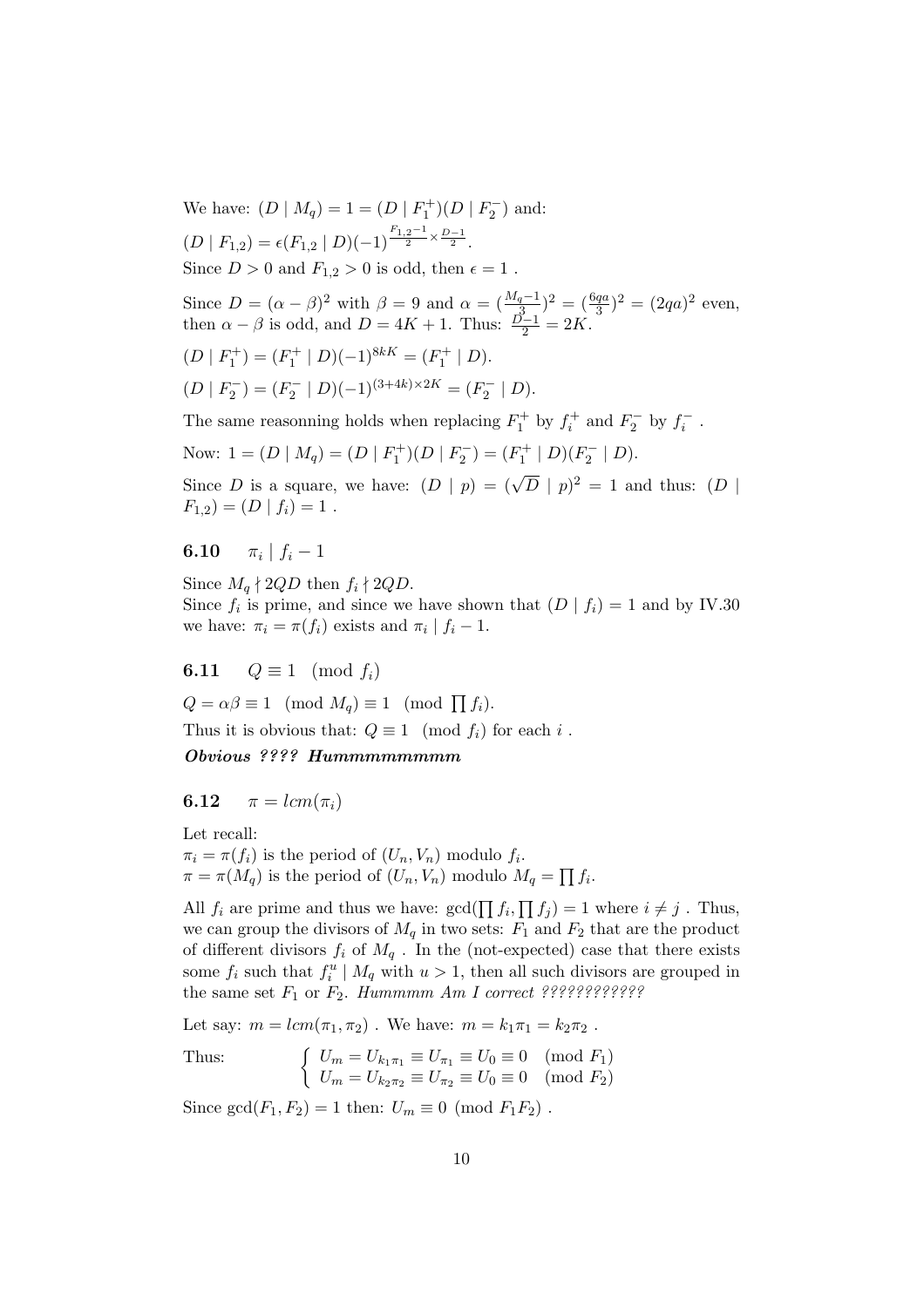We have: $(D \mid M_q) = 1 = (D \mid F_1^+)(D \mid F_2^-)$ and:

$(D \mid F_{1,2}) = \epsilon(F_{1,2} \mid D)(-1)^{\frac{F_{1,2}-1}{2} \times \frac{D-1}{2}}$.

Since $D > 0$ and $F_{1,2} > 0$ is odd, then $\epsilon = 1$ .

Since $D = (\alpha - \beta)^2$ with $\beta = 9$ and $\alpha = (\frac{M_q - 1}{3})^2 = (\frac{6qa}{3})^2 = (2qa)^2$ even, then $\alpha - \beta$ is odd, and $D = 4K + 1$. Thus: $\frac{D-1}{2} = 2K$.

$(D \mid F_1^+) = (F_1^+ \mid D)(-1)^{8kK} = (F_1^+ \mid D)$.

$(D \mid F_2^-) = (F_2^- \mid D)(-1)^{(3+4k)\times 2K} = (F_2^- \mid D)$.

The same reasonning holds when replacing $F_1^+$ by $f_i^+$ and $F_2^-$ by $f_i^-$ .

Now: $1 = (D \mid M_q) = (D \mid F_1^+)(D \mid F_2^-) = (F_1^+ \mid D)(F_2^- \mid D)$.

Since $D$ is a square, we have: $(D \mid p) = (\sqrt{D} \mid p)^2 = 1$ and thus: $(D \mid F_{1,2}) = (D \mid f_i) = 1$ .

### 6.10 $\pi_i \mid f_i - 1$

Since $M_q \nmid 2QD$ then $f_i \nmid 2QD$.
Since $f_i$ is prime, and since we have shown that $(D \mid f_i) = 1$ and by IV.30 we have: $\pi_i = \pi(f_i)$ exists and $\pi_i \mid f_i - 1$.

### 6.11 $Q \equiv 1 \pmod{f_i}$

$Q = \alpha\beta \equiv 1 \pmod{M_q} \equiv 1 \pmod{\prod f_i}$.

Thus it is obvious that: $Q \equiv 1 \pmod{f_i}$ for each $i$ .

***Obvious ???? Hummmmmmmm***

### 6.12 $\pi = lcm(\pi_i)$

Let recall:
$\pi_i = \pi(f_i)$ is the period of $(U_n, V_n)$ modulo $f_i$.
$\pi = \pi(M_q)$ is the period of $(U_n, V_n)$ modulo $M_q = \prod f_i$.

All $f_i$ are prime and thus we have: $\gcd(\prod f_i, \prod f_j) = 1$ where $i \neq j$ . Thus, we can group the divisors of $M_q$ in two sets: $F_1$ and $F_2$ that are the product of different divisors $f_i$ of $M_q$ . In the (not-expected) case that there exists some $f_i$ such that $f_i^u \mid M_q$ with $u > 1$, then all such divisors are grouped in the same set $F_1$ or $F_2$. *Hummmm Am I correct ?????????????*

Let say: $m = lcm(\pi_1, \pi_2)$ . We have: $m = k_1\pi_1 = k_2\pi_2$ .

Thus:
$$\begin{cases} U_m = U_{k_1\pi_1} \equiv U_{\pi_1} \equiv U_0 \equiv 0 \pmod{F_1} \\ U_m = U_{k_2\pi_2} \equiv U_{\pi_2} \equiv U_0 \equiv 0 \pmod{F_2} \end{cases}$$

Since $\gcd(F_1, F_2) = 1$ then: $U_m \equiv 0 \pmod{F_1 F_2}$ .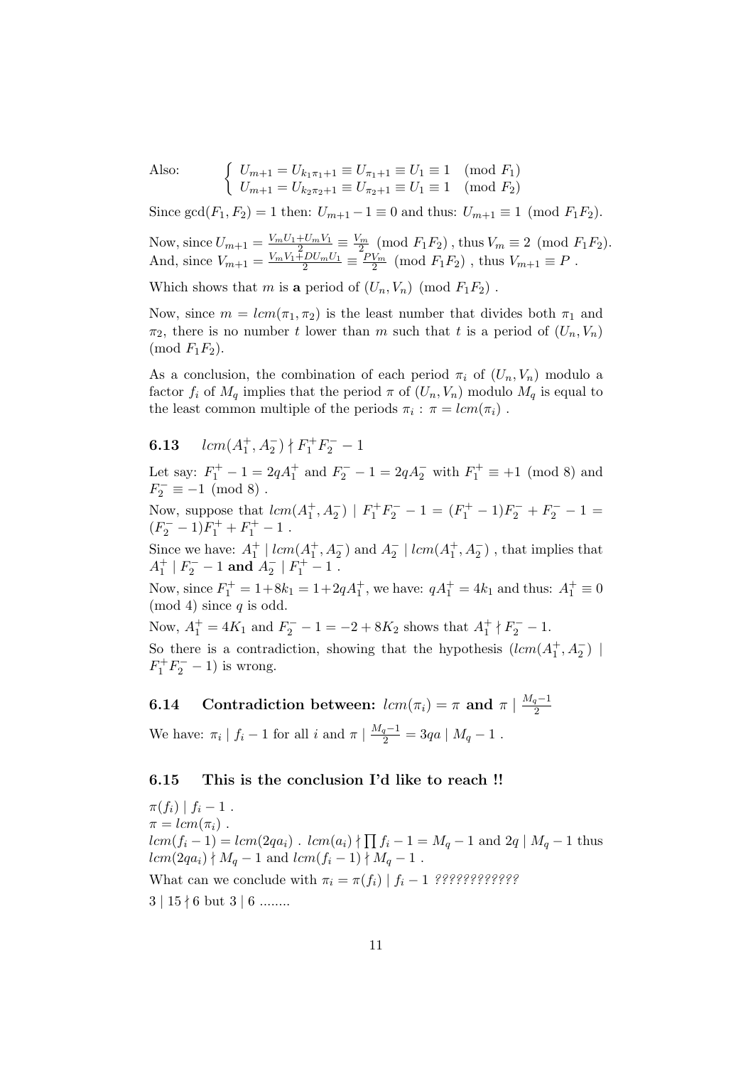Also: $\begin{cases} U_{m+1} = U_{k_1\pi_1+1} \equiv U_{\pi_1+1} \equiv U_1 \equiv 1 \pmod{F_1} \\ U_{m+1} = U_{k_2\pi_2+1} \equiv U_{\pi_2+1} \equiv U_1 \equiv 1 \pmod{F_2} \end{cases}$

Since $\gcd(F_1, F_2) = 1$ then: $U_{m+1} - 1 \equiv 0$ and thus: $U_{m+1} \equiv 1 \pmod{F_1F_2}$.

Now, since $U_{m+1} = \frac{V_mU_1+U_mV_1}{2} \equiv \frac{V_m}{2} \pmod{F_1F_2}$ , thus $V_m \equiv 2 \pmod{F_1F_2}$.
And, since $V_{m+1} = \frac{V_mV_1+DU_mU_1}{2} \equiv \frac{PV_m}{2} \pmod{F_1F_2}$ , thus $V_{m+1} \equiv P$ .

Which shows that $m$ is **a** period of $(U_n, V_n) \pmod{F_1F_2}$ .

Now, since $m = lcm(\pi_1, \pi_2)$ is the least number that divides both $\pi_1$ and $\pi_2$, there is no number $t$ lower than $m$ such that $t$ is a period of $(U_n, V_n)$ $\pmod{F_1F_2}$.

As a conclusion, the combination of each period $\pi_i$ of $(U_n, V_n)$ modulo a factor $f_i$ of $M_q$ implies that the period $\pi$ of $(U_n, V_n)$ modulo $M_q$ is equal to the least common multiple of the periods $\pi_i$ : $\pi = lcm(\pi_i)$ .

### 6.13 $lcm(A_1^+, A_2^-) \nmid F_1^+F_2^- - 1$

Let say: $F_1^+ - 1 = 2qA_1^+$ and $F_2^- - 1 = 2qA_2^-$ with $F_1^+ \equiv +1 \pmod 8$ and $F_2^- \equiv -1 \pmod 8$ .

Now, suppose that $lcm(A_1^+, A_2^-) \mid F_1^+F_2^- - 1 = (F_1^+ - 1)F_2^- + F_2^- - 1 = (F_2^- - 1)F_1^+ + F_1^+ - 1$ .

Since we have: $A_1^+ \mid lcm(A_1^+, A_2^-)$ and $A_2^- \mid lcm(A_1^+, A_2^-)$ , that implies that $A_1^+ \mid F_2^- - 1$ **and** $A_2^- \mid F_1^+ - 1$ .

Now, since $F_1^+ = 1+8k_1 = 1+2qA_1^+$, we have: $qA_1^+ = 4k_1$ and thus: $A_1^+ \equiv 0 \pmod 4$ since $q$ is odd.

Now, $A_1^+ = 4K_1$ and $F_2^- - 1 = -2 + 8K_2$ shows that $A_1^+ \nmid F_2^- - 1$.

So there is a contradiction, showing that the hypothesis $(lcm(A_1^+, A_2^-) \mid F_1^+F_2^- - 1)$ is wrong.

### 6.14 Contradiction between: $lcm(\pi_i) = \pi$ and $\pi \mid \frac{M_q-1}{2}$

We have: $\pi_i \mid f_i - 1$ for all $i$ and $\pi \mid \frac{M_q-1}{2} = 3qa \mid M_q - 1$ .

### 6.15 This is the conclusion I'd like to reach !!

$\pi(f_i) \mid f_i - 1$ .
$\pi = lcm(\pi_i)$ .
$lcm(f_i - 1) = lcm(2qa_i)$ . $lcm(a_i) \nmid \prod f_i - 1 = M_q - 1$ and $2q \mid M_q - 1$ thus $lcm(2qa_i) \nmid M_q - 1$ and $lcm(f_i - 1) \nmid M_q - 1$ .

What can we conclude with $\pi_i = \pi(f_i) \mid f_i - 1$ *????????????*

$3 \mid 15 \nmid 6$ but $3 \mid 6$ ........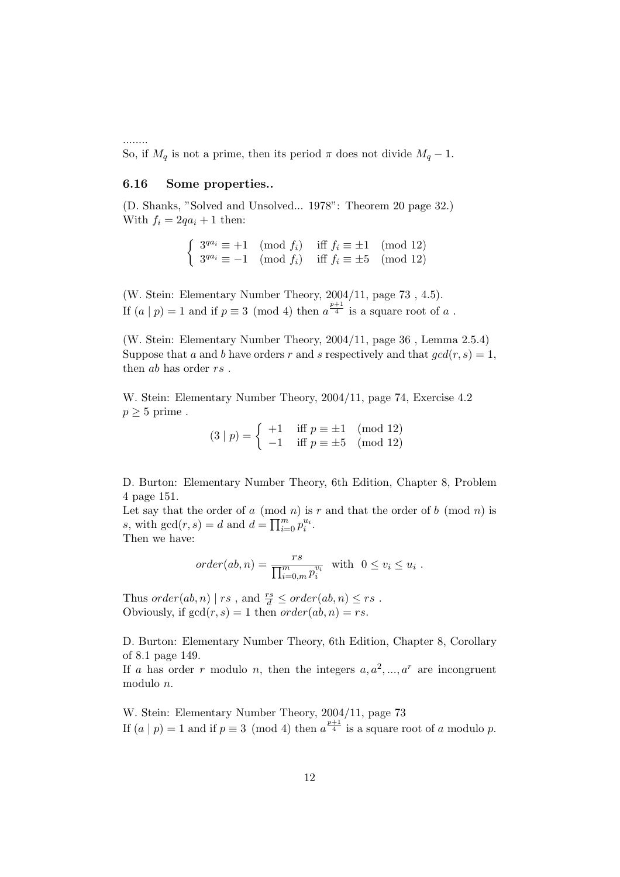........

So, if $M_q$ is not a prime, then its period $\pi$ does not divide $M_q - 1$.

### 6.16 Some properties..

(D. Shanks, "Solved and Unsolved... 1978": Theorem 20 page 32.)
With $f_i = 2qa_i + 1$ then:

$$\begin{cases} 3^{qa_i} \equiv +1 \pmod{f_i} & \text{iff } f_i \equiv \pm 1 \pmod{12} \\ 3^{qa_i} \equiv -1 \pmod{f_i} & \text{iff } f_i \equiv \pm 5 \pmod{12} \end{cases}$$

(W. Stein: Elementary Number Theory, 2004/11, page 73 , 4.5).
If $(a \mid p) = 1$ and if $p \equiv 3 \pmod 4$ then $a^{\frac{p+1}{4}}$ is a square root of $a$ .

(W. Stein: Elementary Number Theory, 2004/11, page 36 , Lemma 2.5.4)
Suppose that $a$ and $b$ have orders $r$ and $s$ respectively and that $gcd(r, s) = 1$, then $ab$ has order $rs$ .

W. Stein: Elementary Number Theory, 2004/11, page 74, Exercise 4.2
$p \geq 5$ prime .

$$(3 \mid p) = \begin{cases} +1 & \text{iff } p \equiv \pm 1 \pmod{12} \\ -1 & \text{iff } p \equiv \pm 5 \pmod{12} \end{cases}$$

D. Burton: Elementary Number Theory, 6th Edition, Chapter 8, Problem 4 page 151.
Let say that the order of $a \pmod n$ is $r$ and that the order of $b \pmod n$ is $s$, with $\gcd(r, s) = d$ and $d = \prod_{i=0}^{m} p_i^{u_i}$.
Then we have:

$$order(ab, n) = \frac{rs}{\prod_{i=0,m}^{m} p_i^{v_i}} \quad \text{with} \quad 0 \leq v_i \leq u_i \ .$$

Thus $order(ab, n) \mid rs$ , and $\frac{rs}{d} \leq order(ab, n) \leq rs$ .
Obviously, if $\gcd(r, s) = 1$ then $order(ab, n) = rs$.

D. Burton: Elementary Number Theory, 6th Edition, Chapter 8, Corollary of 8.1 page 149.
If $a$ has order $r$ modulo $n$, then the integers $a, a^2, ..., a^r$ are incongruent modulo $n$.

W. Stein: Elementary Number Theory, 2004/11, page 73
If $(a \mid p) = 1$ and if $p \equiv 3 \pmod 4$ then $a^{\frac{p+1}{4}}$ is a square root of $a$ modulo $p$.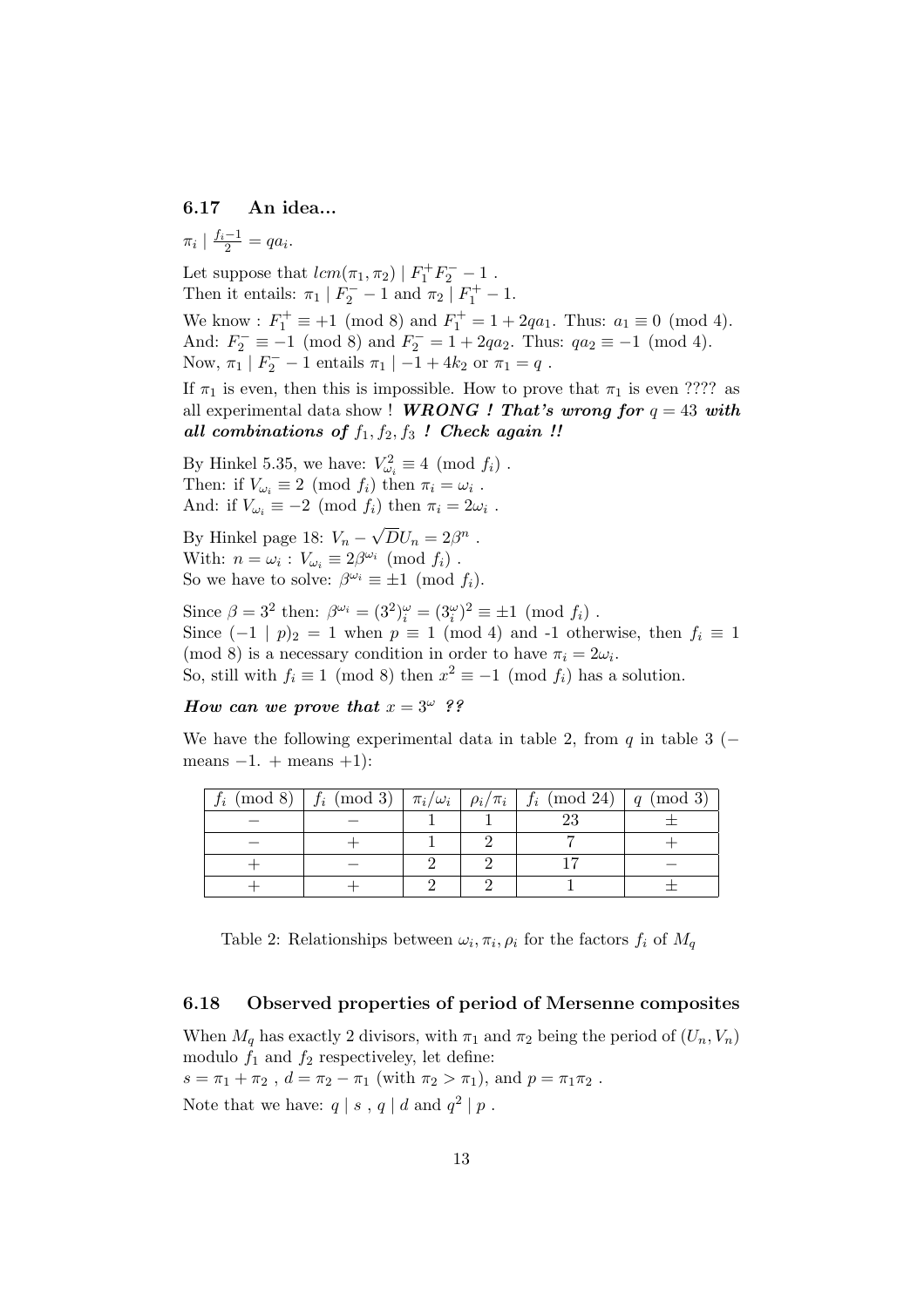### 6.17 An idea...

$\pi_i \mid \frac{f_i - 1}{2} = qa_i$.

Let suppose that $lcm(\pi_1, \pi_2) \mid F_1^+ F_2^- - 1$ .
Then it entails: $\pi_1 \mid F_2^- - 1$ and $\pi_2 \mid F_1^+ - 1$.

We know : $F_1^+ \equiv +1 \pmod 8$ and $F_1^+ = 1 + 2qa_1$. Thus: $a_1 \equiv 0 \pmod 4$.
And: $F_2^- \equiv -1 \pmod 8$ and $F_2^- = 1 + 2qa_2$. Thus: $qa_2 \equiv -1 \pmod 4$.
Now, $\pi_1 \mid F_2^- - 1$ entails $\pi_1 \mid -1 + 4k_2$ or $\pi_1 = q$ .

If $\pi_1$ is even, then this is impossible. How to prove that $\pi_1$ is even ???? as all experimental data show ! ***WRONG ! That's wrong for $q = 43$ with all combinations of $f_1, f_2, f_3$ ! Check again !!***

By Hinkel 5.35, we have: $V_{\omega_i}^2 \equiv 4 \pmod{f_i}$ .
Then: if $V_{\omega_i} \equiv 2 \pmod{f_i}$ then $\pi_i = \omega_i$ .
And: if $V_{\omega_i} \equiv -2 \pmod{f_i}$ then $\pi_i = 2\omega_i$ .

By Hinkel page 18: $V_n - \sqrt{D} U_n = 2\beta^n$ .
With: $n = \omega_i$ : $V_{\omega_i} \equiv 2\beta^{\omega_i} \pmod{f_i}$ .
So we have to solve: $\beta^{\omega_i} \equiv \pm 1 \pmod{f_i}$.

Since $\beta = 3^2$ then: $\beta^{\omega_i} = (3^2)_i^{\omega} = (3_i^{\omega})^2 \equiv \pm 1 \pmod{f_i}$ .
Since $(-1 \mid p)_2 = 1$ when $p \equiv 1 \pmod 4$ and -1 otherwise, then $f_i \equiv 1 \pmod 8$ is a necessary condition in order to have $\pi_i = 2\omega_i$.
So, still with $f_i \equiv 1 \pmod 8$ then $x^2 \equiv -1 \pmod{f_i}$ has a solution.

***How can we prove that $x = 3^{\omega}$ ??***

We have the following experimental data in table 2, from $q$ in table 3 ($-$ means $-1$. $+$ means $+1$):

| $f_i \pmod 8$ | $f_i \pmod 3$ | $\pi_i/\omega_i$ | $\rho_i/\pi_i$ | $f_i \pmod{24}$ | $q \pmod 3$ |
|---|---|---|---|---|---|
| $-$ | $-$ | 1 | 1 | 23 | $\pm$ |
| $-$ | $+$ | 1 | 2 | 7 | $+$ |
| $+$ | $-$ | 2 | 2 | 17 | $-$ |
| $+$ | $+$ | 2 | 2 | 1 | $\pm$ |

Table 2: Relationships between $\omega_i, \pi_i, \rho_i$ for the factors $f_i$ of $M_q$

### 6.18 Observed properties of period of Mersenne composites

When $M_q$ has exactly 2 divisors, with $\pi_1$ and $\pi_2$ being the period of $(U_n, V_n)$ modulo $f_1$ and $f_2$ respectiveley, let define:
$s = \pi_1 + \pi_2$ , $d = \pi_2 - \pi_1$ (with $\pi_2 > \pi_1$), and $p = \pi_1 \pi_2$ .

Note that we have: $q \mid s$ , $q \mid d$ and $q^2 \mid p$ .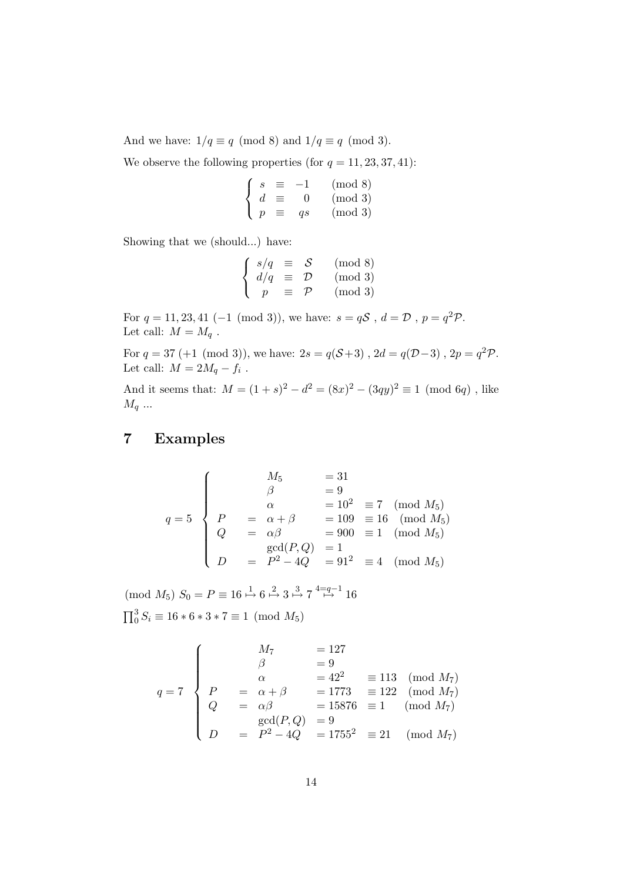And we have: $1/q \equiv q \pmod 8$ and $1/q \equiv q \pmod 3$.

We observe the following properties (for $q = 11, 23, 37, 41$):

$$\left\{ \begin{array}{lcll} s & \equiv & -1 & \pmod 8 \\ d & \equiv & 0 & \pmod 3 \\ p & \equiv & qs & \pmod 3 \end{array} \right.$$

Showing that we (should...) have:

$$\left\{ \begin{array}{lcll} s/q & \equiv & \mathcal{S} & \pmod 8 \\ d/q & \equiv & \mathcal{D} & \pmod 3 \\ p & \equiv & \mathcal{P} & \pmod 3 \end{array} \right.$$

For $q = 11, 23, 41$ ($-1 \pmod 3$), we have: $s = q\mathcal{S}$ , $d = \mathcal{D}$ , $p = q^2\mathcal{P}$.
Let call: $M = M_q$ .

For $q = 37$ ($+1 \pmod 3$), we have: $2s = q(\mathcal{S}+3)$ , $2d = q(\mathcal{D}-3)$ , $2p = q^2\mathcal{P}$.
Let call: $M = 2M_q - f_i$ .

And it seems that: $M = (1+s)^2 - d^2 = (8x)^2 - (3qy)^2 \equiv 1 \pmod{6q}$ , like $M_q$ ...

## 7 Examples

$$q = 5 \left\{ \begin{array}{lllll} & & M_5 & = 31 & \\ & & \beta & = 9 & \\ & & \alpha & = 10^2 & \equiv 7 \pmod{M_5} \\ P & = & \alpha + \beta & = 109 & \equiv 16 \pmod{M_5} \\ Q & = & \alpha\beta & = 900 & \equiv 1 \pmod{M_5} \\ & & \gcd(P,Q) & = 1 & \\ D & = & P^2 - 4Q & = 91^2 & \equiv 4 \pmod{M_5} \end{array} \right.$$

$\pmod{M_5}$ $S_0 = P \equiv 16 \overset{1}{\mapsto} 6 \overset{2}{\mapsto} 3 \overset{3}{\mapsto} 7 \overset{4=q-1}{\mapsto} 16$

$\prod_0^3 S_i \equiv 16 * 6 * 3 * 7 \equiv 1 \pmod{M_5}$

$$q = 7 \left\{ \begin{array}{lllll} & & M_7 & = 127 & \\ & & \beta & = 9 & \\ & & \alpha & = 42^2 & \equiv 113 \pmod{M_7} \\ P & = & \alpha + \beta & = 1773 & \equiv 122 \pmod{M_7} \\ Q & = & \alpha\beta & = 15876 & \equiv 1 \pmod{M_7} \\ & & \gcd(P,Q) & = 9 & \\ D & = & P^2 - 4Q & = 1755^2 & \equiv 21 \pmod{M_7} \end{array} \right.$$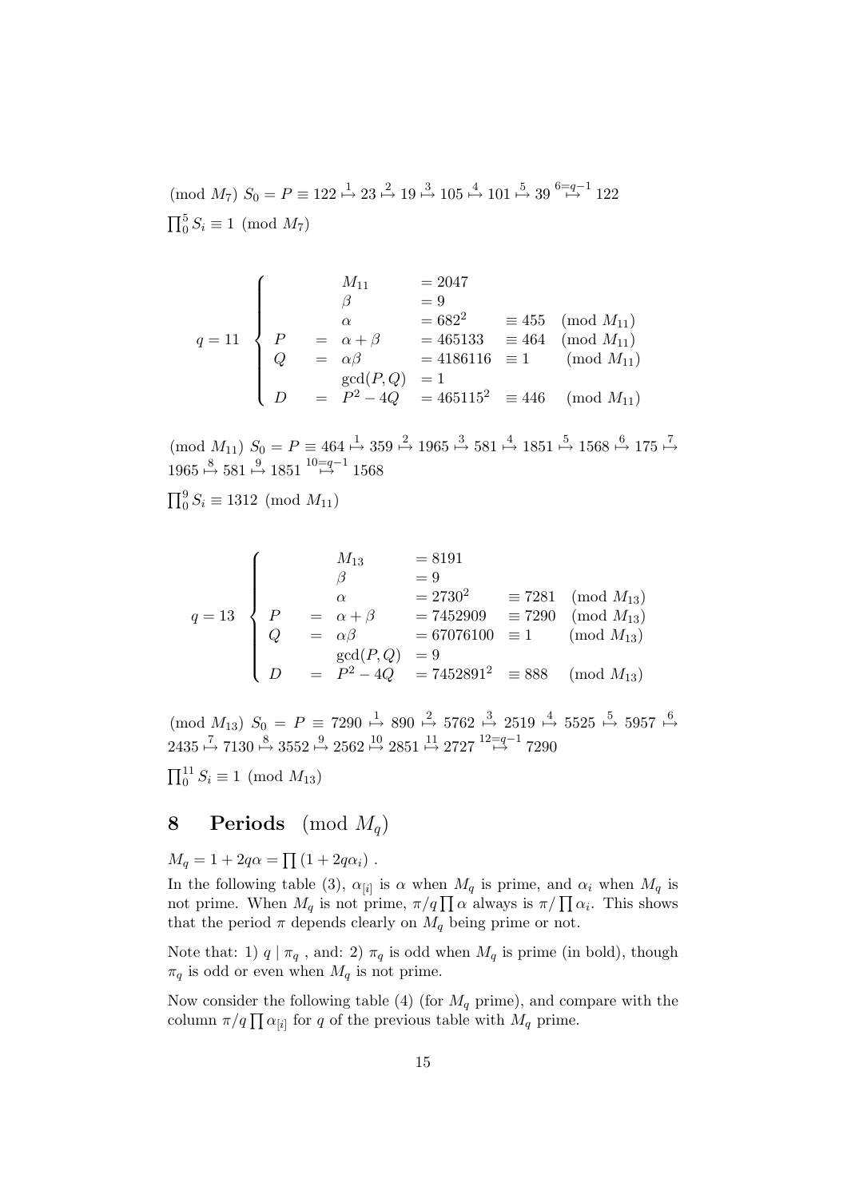$(\text{mod } M_7)$ $S_0 = P \equiv 122 \overset{1}{\mapsto} 23 \overset{2}{\mapsto} 19 \overset{3}{\mapsto} 105 \overset{4}{\mapsto} 101 \overset{5}{\mapsto} 39 \overset{6=q-1}{\mapsto} 122$

$\prod_0^5 S_i \equiv 1 \pmod{M_7}$

$$
q = 11 \quad \left\{ \begin{array}{lllll}
 & & M_{11} & = 2047 & \\
 & & \beta & = 9 & \\
 & & \alpha & = 682^2 & \equiv 455 \pmod{M_{11}} \\
P & = & \alpha + \beta & = 465133 & \equiv 464 \pmod{M_{11}} \\
Q & = & \alpha\beta & = 4186116 & \equiv 1 \pmod{M_{11}} \\
 & & \gcd(P,Q) & = 1 & \\
D & = & P^2 - 4Q & = 465115^2 & \equiv 446 \pmod{M_{11}}
\end{array} \right.
$$

$(\text{mod } M_{11})$ $S_0 = P \equiv 464 \overset{1}{\mapsto} 359 \overset{2}{\mapsto} 1965 \overset{3}{\mapsto} 581 \overset{4}{\mapsto} 1851 \overset{5}{\mapsto} 1568 \overset{6}{\mapsto} 175 \overset{7}{\mapsto} 1965 \overset{8}{\mapsto} 581 \overset{9}{\mapsto} 1851 \overset{10=q-1}{\mapsto} 1568$

$\prod_0^9 S_i \equiv 1312 \pmod{M_{11}}$

$$
q = 13 \quad \left\{ \begin{array}{lllll}
 & & M_{13} & = 8191 & \\
 & & \beta & = 9 & \\
 & & \alpha & = 2730^2 & \equiv 7281 \pmod{M_{13}} \\
P & = & \alpha + \beta & = 7452909 & \equiv 7290 \pmod{M_{13}} \\
Q & = & \alpha\beta & = 67076100 & \equiv 1 \pmod{M_{13}} \\
 & & \gcd(P,Q) & = 9 & \\
D & = & P^2 - 4Q & = 7452891^2 & \equiv 888 \pmod{M_{13}}
\end{array} \right.
$$

$(\text{mod } M_{13})$ $S_0 = P \equiv 7290 \overset{1}{\mapsto} 890 \overset{2}{\mapsto} 5762 \overset{3}{\mapsto} 2519 \overset{4}{\mapsto} 5525 \overset{5}{\mapsto} 5957 \overset{6}{\mapsto} 2435 \overset{7}{\mapsto} 7130 \overset{8}{\mapsto} 3552 \overset{9}{\mapsto} 2562 \overset{10}{\mapsto} 2851 \overset{11}{\mapsto} 2727 \overset{12=q-1}{\mapsto} 7290$

$\prod_0^{11} S_i \equiv 1 \pmod{M_{13}}$

# 8 Periods $(\text{mod } M_q)$

$M_q = 1 + 2q\alpha = \prod (1 + 2q\alpha_i)$ .

In the following table (3), $\alpha_{[i]}$ is $\alpha$ when $M_q$ is prime, and $\alpha_i$ when $M_q$ is not prime. When $M_q$ is not prime, $\pi/q \prod \alpha$ always is $\pi / \prod \alpha_i$. This shows that the period $\pi$ depends clearly on $M_q$ being prime or not.

Note that: 1) $q \mid \pi_q$ , and: 2) $\pi_q$ is odd when $M_q$ is prime (in bold), though $\pi_q$ is odd or even when $M_q$ is not prime.

Now consider the following table (4) (for $M_q$ prime), and compare with the column $\pi/q \prod \alpha_{[i]}$ for $q$ of the previous table with $M_q$ prime.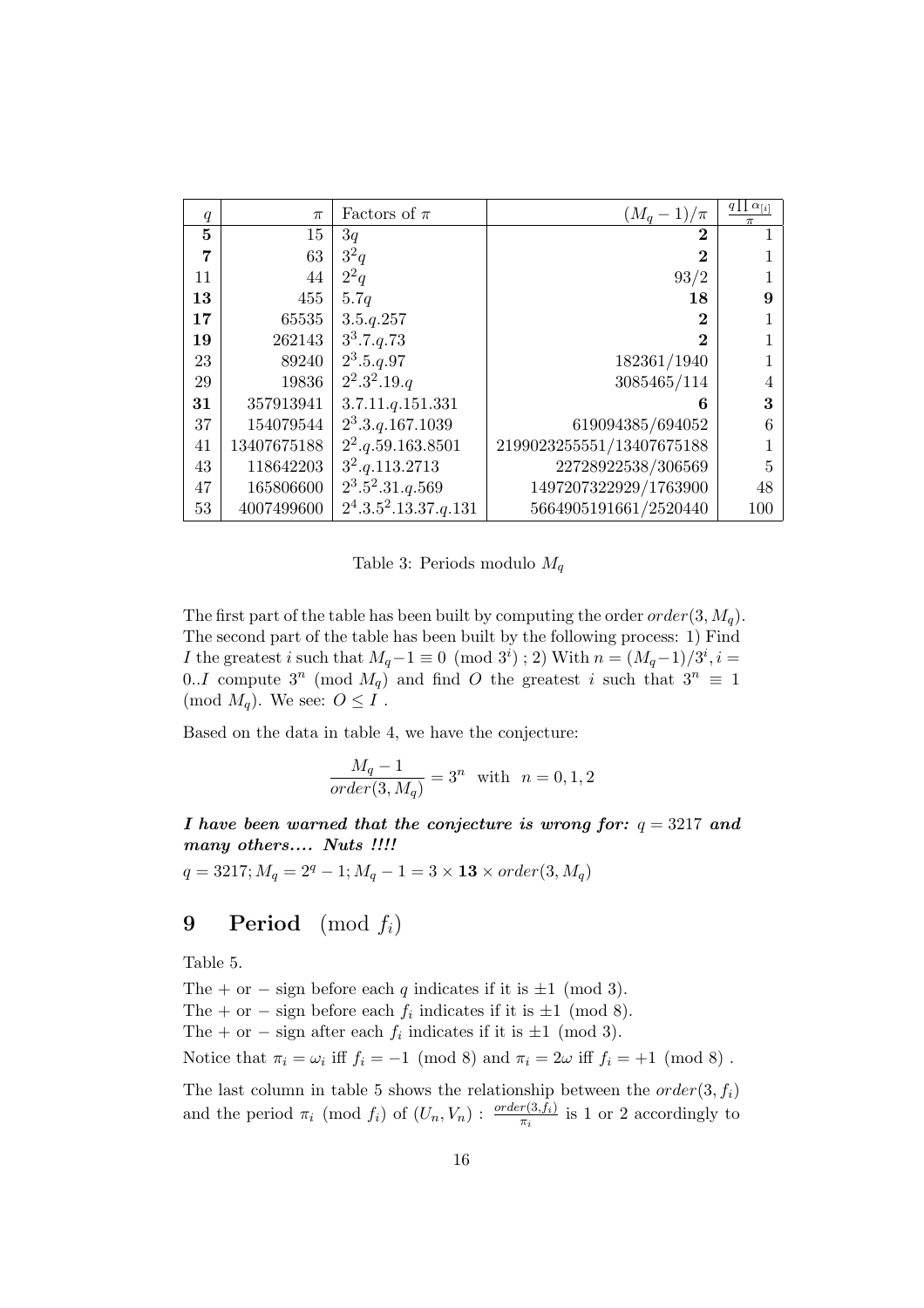| $q$ | $\pi$ | Factors of $\pi$ | $(M_q-1)/\pi$ | $\frac{q\prod\alpha_{[i]}}{\pi}$ |
|---|---|---|---|---|
| **5** | 15 | $3q$ | **2** | 1 |
| **7** | 63 | $3^2q$ | **2** | 1 |
| 11 | 44 | $2^2q$ | 93/2 | 1 |
| **13** | 455 | $5.7q$ | **18** | **9** |
| **17** | 65535 | $3.5.q.257$ | **2** | 1 |
| **19** | 262143 | $3^3.7.q.73$ | **2** | 1 |
| 23 | 89240 | $2^3.5.q.97$ | 182361/1940 | 1 |
| 29 | 19836 | $2^2.3^2.19.q$ | 3085465/114 | 4 |
| **31** | 357913941 | $3.7.11.q.151.331$ | **6** | **3** |
| 37 | 154079544 | $2^3.3.q.167.1039$ | 619094385/694052 | 6 |
| 41 | 13407675188 | $2^2.q.59.163.8501$ | 2199023255551/13407675188 | 1 |
| 43 | 118642203 | $3^2.q.113.2713$ | 22728922538/306569 | 5 |
| 47 | 165806600 | $2^3.5^2.31.q.569$ | 1497207322929/1763900 | 48 |
| 53 | 4007499600 | $2^4.3.5^2.13.37.q.131$ | 5664905191661/2520440 | 100 |

Table 3: Periods modulo $M_q$

The first part of the table has been built by computing the order $order(3, M_q)$. The second part of the table has been built by the following process: 1) Find $I$ the greatest $i$ such that $M_q - 1 \equiv 0 \pmod{3^i}$ ; 2) With $n = (M_q-1)/3^i, i = 0..I$ compute $3^n \pmod{M_q}$ and find $O$ the greatest $i$ such that $3^n \equiv 1 \pmod{M_q}$. We see: $O \leq I$ .

Based on the data in table 4, we have the conjecture:

$$\frac{M_q - 1}{order(3, M_q)} = 3^n \text{ with } n = 0, 1, 2$$

***I have been warned that the conjecture is wrong for:*** $q = 3217$ ***and many others.... Nuts !!!!***

$q = 3217; M_q = 2^q - 1; M_q - 1 = 3 \times \mathbf{13} \times order(3, M_q)$

## 9 Period $\pmod{f_i}$

Table 5.

The + or − sign before each $q$ indicates if it is $\pm 1 \pmod 3$.

The + or − sign before each $f_i$ indicates if it is $\pm 1 \pmod 8$.

The + or − sign after each $f_i$ indicates if it is $\pm 1 \pmod 3$.

Notice that $\pi_i = \omega_i$ iff $f_i = -1 \pmod 8$ and $\pi_i = 2\omega$ iff $f_i = +1 \pmod 8$ .

The last column in table 5 shows the relationship between the $order(3, f_i)$ and the period $\pi_i \pmod{f_i}$ of $(U_n, V_n)$ : $\frac{order(3,f_i)}{\pi_i}$ is 1 or 2 accordingly to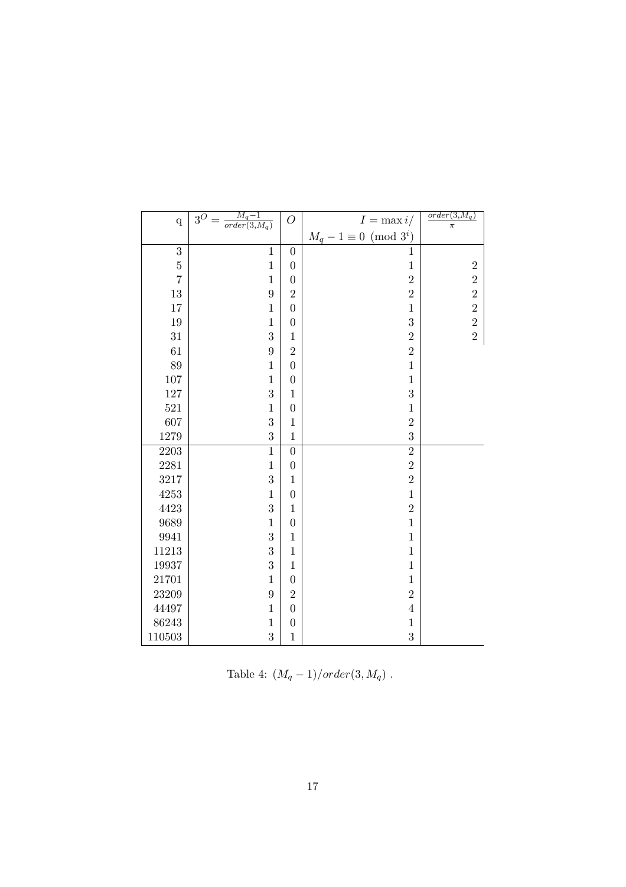| q | $3^O = \frac{M_q-1}{order(3,M_q)}$ | $O$ | $I = \max i / M_q - 1 \equiv 0 \pmod{3^i}$ | $\frac{order(3,M_q)}{\pi}$ |
|---|---|---|---|---|
| 3 | 1 | 0 | 1 | |
| 5 | 1 | 0 | 1 | 2 |
| 7 | 1 | 0 | 2 | 2 |
| 13 | 9 | 2 | 2 | 2 |
| 17 | 1 | 0 | 1 | 2 |
| 19 | 1 | 0 | 3 | 2 |
| 31 | 3 | 1 | 2 | 2 |
| 61 | 9 | 2 | 2 | |
| 89 | 1 | 0 | 1 | |
| 107 | 1 | 0 | 1 | |
| 127 | 3 | 1 | 3 | |
| 521 | 1 | 0 | 1 | |
| 607 | 3 | 1 | 2 | |
| 1279 | 3 | 1 | 3 | |
| 2203 | 1 | 0 | 2 | |
| 2281 | 1 | 0 | 2 | |
| 3217 | 3 | 1 | 2 | |
| 4253 | 1 | 0 | 1 | |
| 4423 | 3 | 1 | 2 | |
| 9689 | 1 | 0 | 1 | |
| 9941 | 3 | 1 | 1 | |
| 11213 | 3 | 1 | 1 | |
| 19937 | 3 | 1 | 1 | |
| 21701 | 1 | 0 | 1 | |
| 23209 | 9 | 2 | 2 | |
| 44497 | 1 | 0 | 4 | |
| 86243 | 1 | 0 | 1 | |
| 110503 | 3 | 1 | 3 | |

Table 4: $(M_q - 1)/order(3, M_q)$ .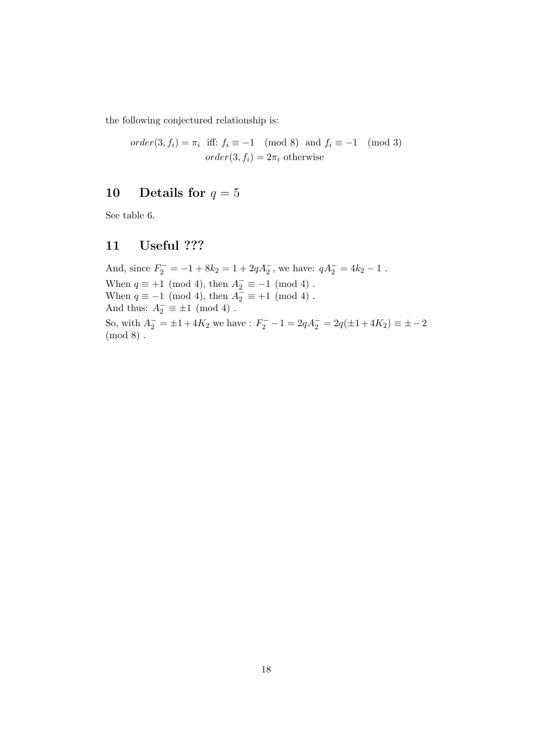the following conjectured relationship is:

$$order(3, f_i) = \pi_i \text{ iff: } f_i \equiv -1 \pmod 8 \text{ and } f_i \equiv -1 \pmod 3$$
$$order(3, f_i) = 2\pi_i \text{ otherwise}$$

## 10 Details for $q = 5$

See table 6.

## 11 Useful ???

And, since $F_2^- = -1 + 8k_2 = 1 + 2qA_2^-$, we have: $qA_2^- = 4k_2 - 1$ .
When $q \equiv +1 \pmod 4$, then $A_2^- \equiv -1 \pmod 4$ .
When $q \equiv -1 \pmod 4$, then $A_2^- \equiv +1 \pmod 4$ .
And thus: $A_2^- \equiv \pm 1 \pmod 4$ .

So, with $A_2^- = \pm 1 + 4K_2$ we have : $F_2^- - 1 = 2qA_2^- = 2q(\pm 1 + 4K_2) \equiv \pm -2 \pmod 8$ .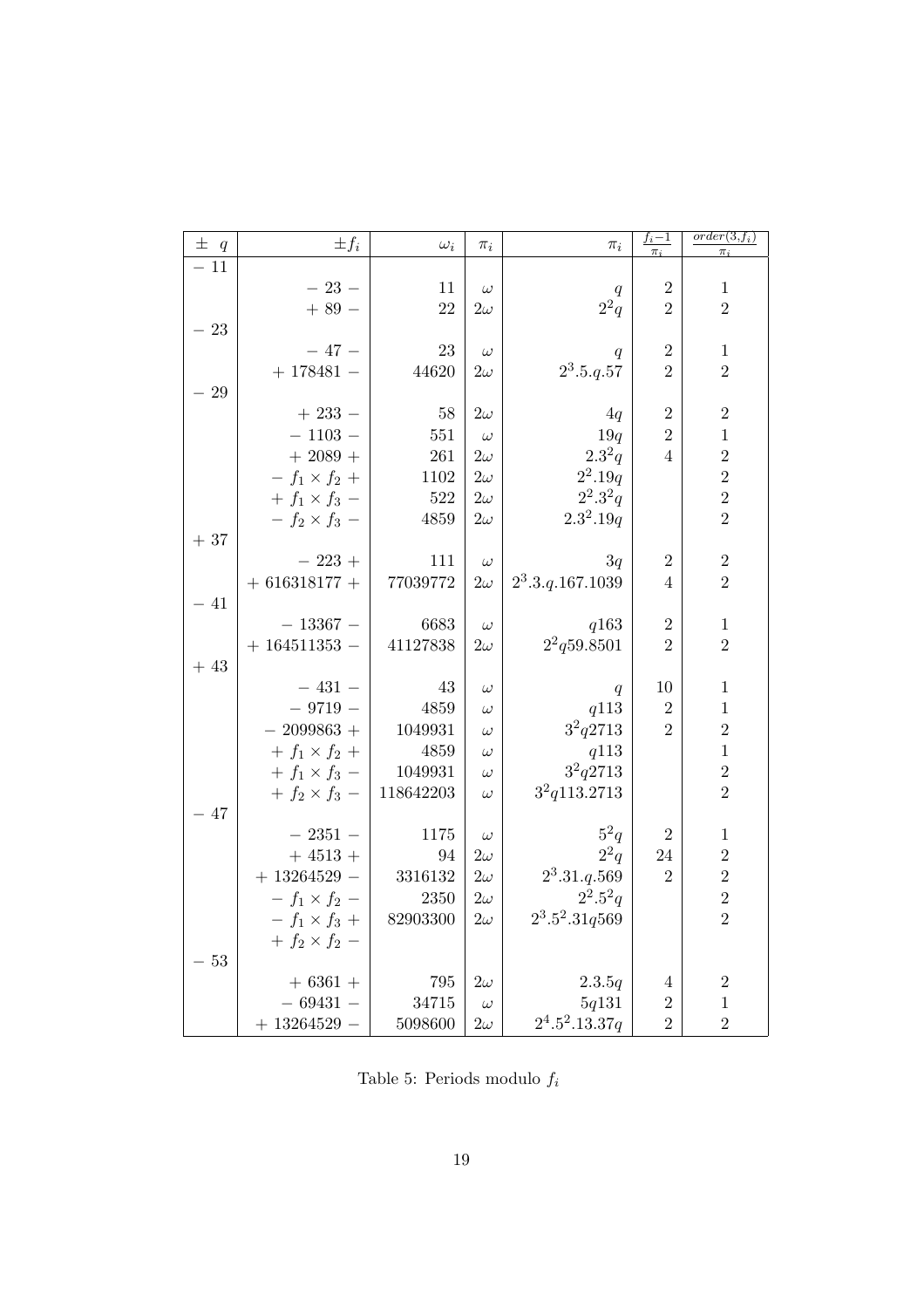| $\pm\ q$ | $\pm f_i$ | $\omega_i$ | $\pi_i$ | $\pi_i$ | $\frac{f_i-1}{\pi_i}$ | $\frac{order(3,f_i)}{\pi_i}$ |
|---|---|---|---|---|---|---|
| $-\ 11$ | | | | | | |
| | $-\ 23\ -$ | 11 | $\omega$ | $q$ | 2 | 1 |
| | $+\ 89\ -$ | 22 | $2\omega$ | $2^2q$ | 2 | 2 |
| $-\ 23$ | | | | | | |
| | $-\ 47\ -$ | 23 | $\omega$ | $q$ | 2 | 1 |
| | $+\ 178481\ -$ | 44620 | $2\omega$ | $2^3.5.q.57$ | 2 | 2 |
| $-\ 29$ | | | | | | |
| | $+\ 233\ -$ | 58 | $2\omega$ | $4q$ | 2 | 2 |
| | $-\ 1103\ -$ | 551 | $\omega$ | $19q$ | 2 | 1 |
| | $+\ 2089\ +$ | 261 | $2\omega$ | $2.3^2q$ | 4 | 2 |
| | $-\ f_1 \times f_2\ +$ | 1102 | $2\omega$ | $2^2.19q$ | | 2 |
| | $+\ f_1 \times f_3\ -$ | 522 | $2\omega$ | $2^2.3^2q$ | | 2 |
| | $-\ f_2 \times f_3\ -$ | 4859 | $2\omega$ | $2.3^2.19q$ | | 2 |
| $+\ 37$ | | | | | | |
| | $-\ 223\ +$ | 111 | $\omega$ | $3q$ | 2 | 2 |
| | $+\ 616318177\ +$ | 77039772 | $2\omega$ | $2^3.3.q.167.1039$ | 4 | 2 |
| $-\ 41$ | | | | | | |
| | $-\ 13367\ -$ | 6683 | $\omega$ | $q163$ | 2 | 1 |
| | $+\ 164511353\ -$ | 41127838 | $2\omega$ | $2^2q59.8501$ | 2 | 2 |
| $+\ 43$ | | | | | | |
| | $-\ 431\ -$ | 43 | $\omega$ | $q$ | 10 | 1 |
| | $-\ 9719\ -$ | 4859 | $\omega$ | $q113$ | 2 | 1 |
| | $-\ 2099863\ +$ | 1049931 | $\omega$ | $3^2q2713$ | 2 | 2 |
| | $+\ f_1 \times f_2\ +$ | 4859 | $\omega$ | $q113$ | | 1 |
| | $+\ f_1 \times f_3\ -$ | 1049931 | $\omega$ | $3^2q2713$ | | 2 |
| | $+\ f_2 \times f_3\ -$ | 118642203 | $\omega$ | $3^2q113.2713$ | | 2 |
| $-\ 47$ | | | | | | |
| | $-\ 2351\ -$ | 1175 | $\omega$ | $5^2q$ | 2 | 1 |
| | $+\ 4513\ +$ | 94 | $2\omega$ | $2^2q$ | 24 | 2 |
| | $+\ 13264529\ -$ | 3316132 | $2\omega$ | $2^3.31.q.569$ | 2 | 2 |
| | $-\ f_1 \times f_2\ -$ | 2350 | $2\omega$ | $2^2.5^2q$ | | 2 |
| | $-\ f_1 \times f_3\ +$ | 82903300 | $2\omega$ | $2^3.5^2.31q569$ | | 2 |
| | $+\ f_2 \times f_2\ -$ | | | | | |
| $-\ 53$ | | | | | | |
| | $+\ 6361\ +$ | 795 | $2\omega$ | $2.3.5q$ | 4 | 2 |
| | $-\ 69431\ -$ | 34715 | $\omega$ | $5q131$ | 2 | 1 |
| | $+\ 13264529\ -$ | 5098600 | $2\omega$ | $2^4.5^2.13.37q$ | 2 | 2 |

Table 5: Periods modulo $f_i$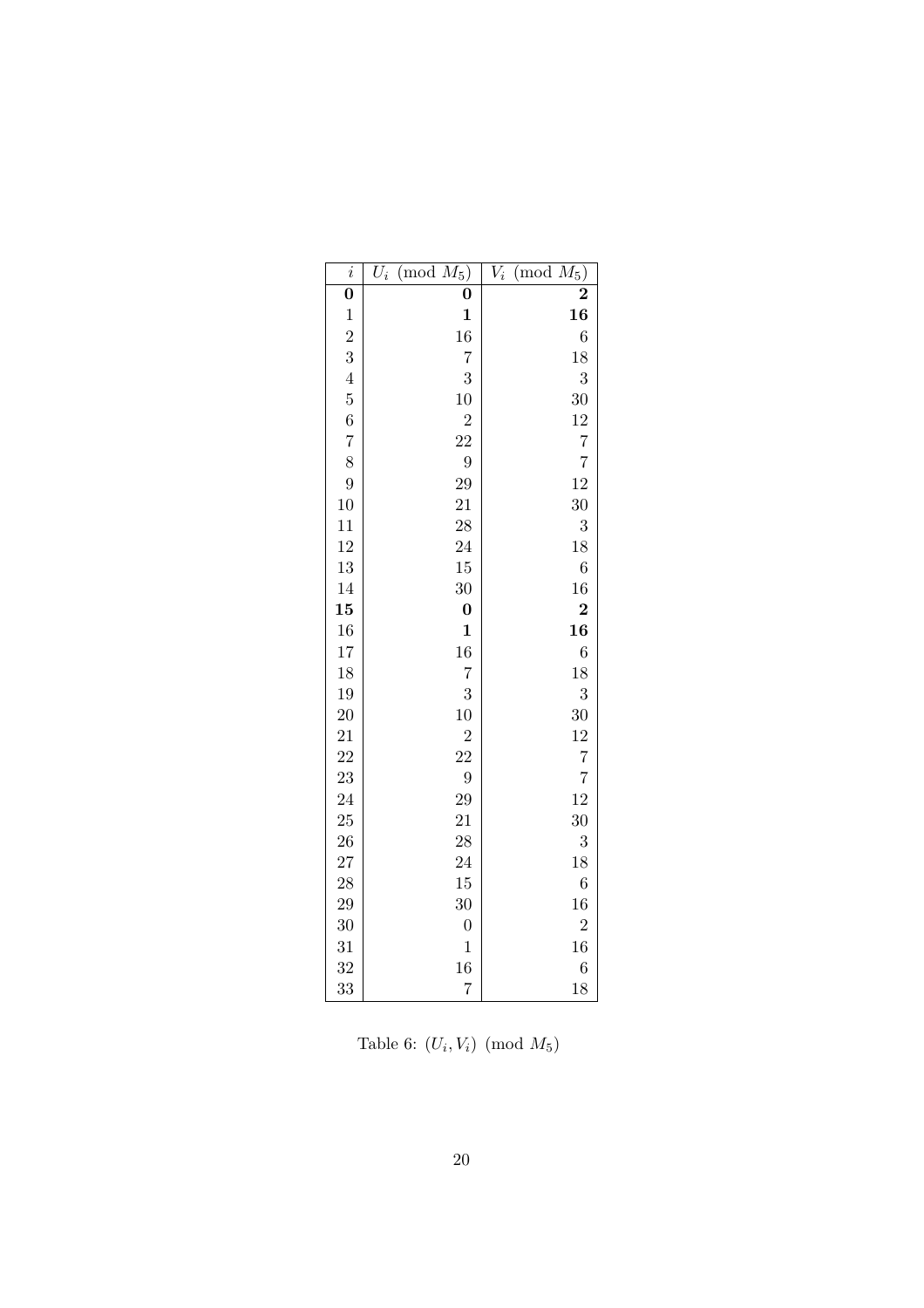| $i$ | $U_i \pmod{M_5}$ | $V_i \pmod{M_5}$ |
|---|---|---|
| **0** | **0** | **2** |
| 1 | **1** | **16** |
| 2 | 16 | 6 |
| 3 | 7 | 18 |
| 4 | 3 | 3 |
| 5 | 10 | 30 |
| 6 | 2 | 12 |
| 7 | 22 | 7 |
| 8 | 9 | 7 |
| 9 | 29 | 12 |
| 10 | 21 | 30 |
| 11 | 28 | 3 |
| 12 | 24 | 18 |
| 13 | 15 | 6 |
| 14 | 30 | 16 |
| **15** | **0** | **2** |
| 16 | **1** | **16** |
| 17 | 16 | 6 |
| 18 | 7 | 18 |
| 19 | 3 | 3 |
| 20 | 10 | 30 |
| 21 | 2 | 12 |
| 22 | 22 | 7 |
| 23 | 9 | 7 |
| 24 | 29 | 12 |
| 25 | 21 | 30 |
| 26 | 28 | 3 |
| 27 | 24 | 18 |
| 28 | 15 | 6 |
| 29 | 30 | 16 |
| 30 | 0 | 2 |
| 31 | 1 | 16 |
| 32 | 16 | 6 |
| 33 | 7 | 18 |

Table 6: $(U_i, V_i) \pmod{M_5}$